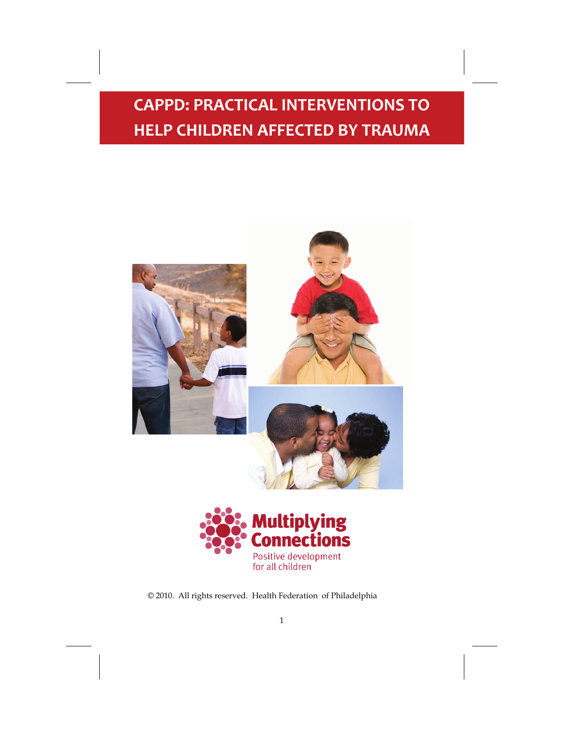# CAPPD: PRACTICAL INTERVENTIONS TO HELP CHILDREN AFFECTED BY TRAUMA

**Multiplying Connections**

Positive development for all children

© 2010. All rights reserved. Health Federation of Philadelphia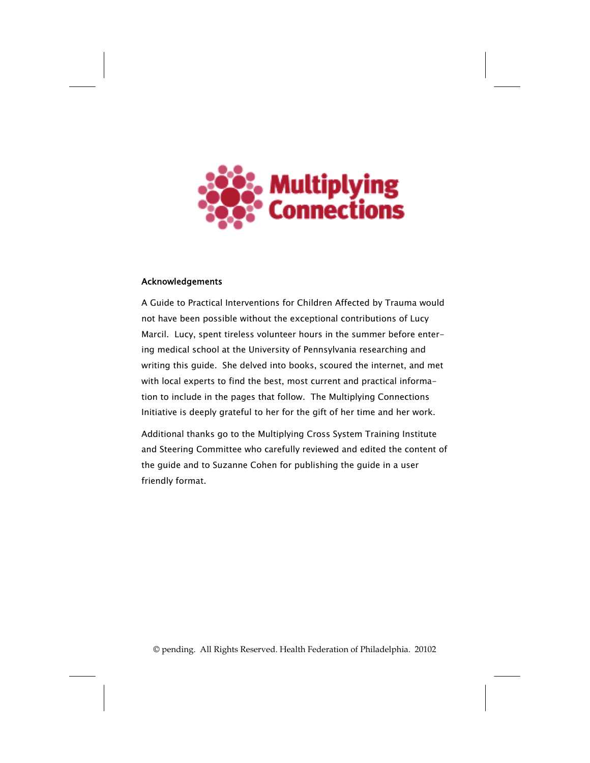Multiplying Connections

## Acknowledgements

A Guide to Practical Interventions for Children Affected by Trauma would not have been possible without the exceptional contributions of Lucy Marcil. Lucy, spent tireless volunteer hours in the summer before entering medical school at the University of Pennsylvania researching and writing this guide. She delved into books, scoured the internet, and met with local experts to find the best, most current and practical information to include in the pages that follow. The Multiplying Connections Initiative is deeply grateful to her for the gift of her time and her work.

Additional thanks go to the Multiplying Cross System Training Institute and Steering Committee who carefully reviewed and edited the content of the guide and to Suzanne Cohen for publishing the guide in a user friendly format.

© pending. All Rights Reserved. Health Federation of Philadelphia. 20102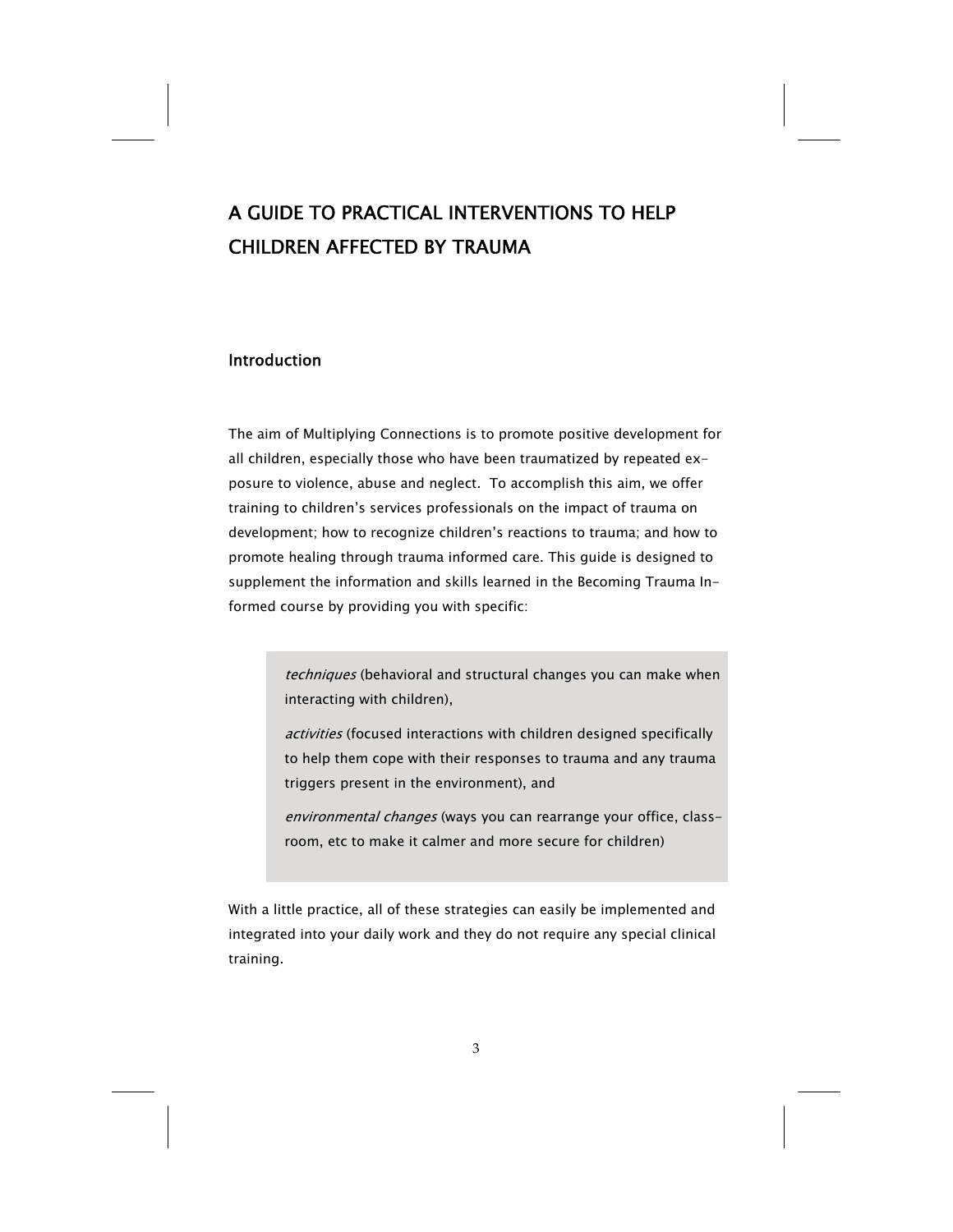# A GUIDE TO PRACTICAL INTERVENTIONS TO HELP CHILDREN AFFECTED BY TRAUMA

## Introduction

The aim of Multiplying Connections is to promote positive development for all children, especially those who have been traumatized by repeated exposure to violence, abuse and neglect. To accomplish this aim, we offer training to children's services professionals on the impact of trauma on development; how to recognize children's reactions to trauma; and how to promote healing through trauma informed care. This guide is designed to supplement the information and skills learned in the Becoming Trauma Informed course by providing you with specific:

> *techniques* (behavioral and structural changes you can make when interacting with children),
>
> *activities* (focused interactions with children designed specifically to help them cope with their responses to trauma and any trauma triggers present in the environment), and
>
> *environmental changes* (ways you can rearrange your office, classroom, etc to make it calmer and more secure for children)

With a little practice, all of these strategies can easily be implemented and integrated into your daily work and they do not require any special clinical training.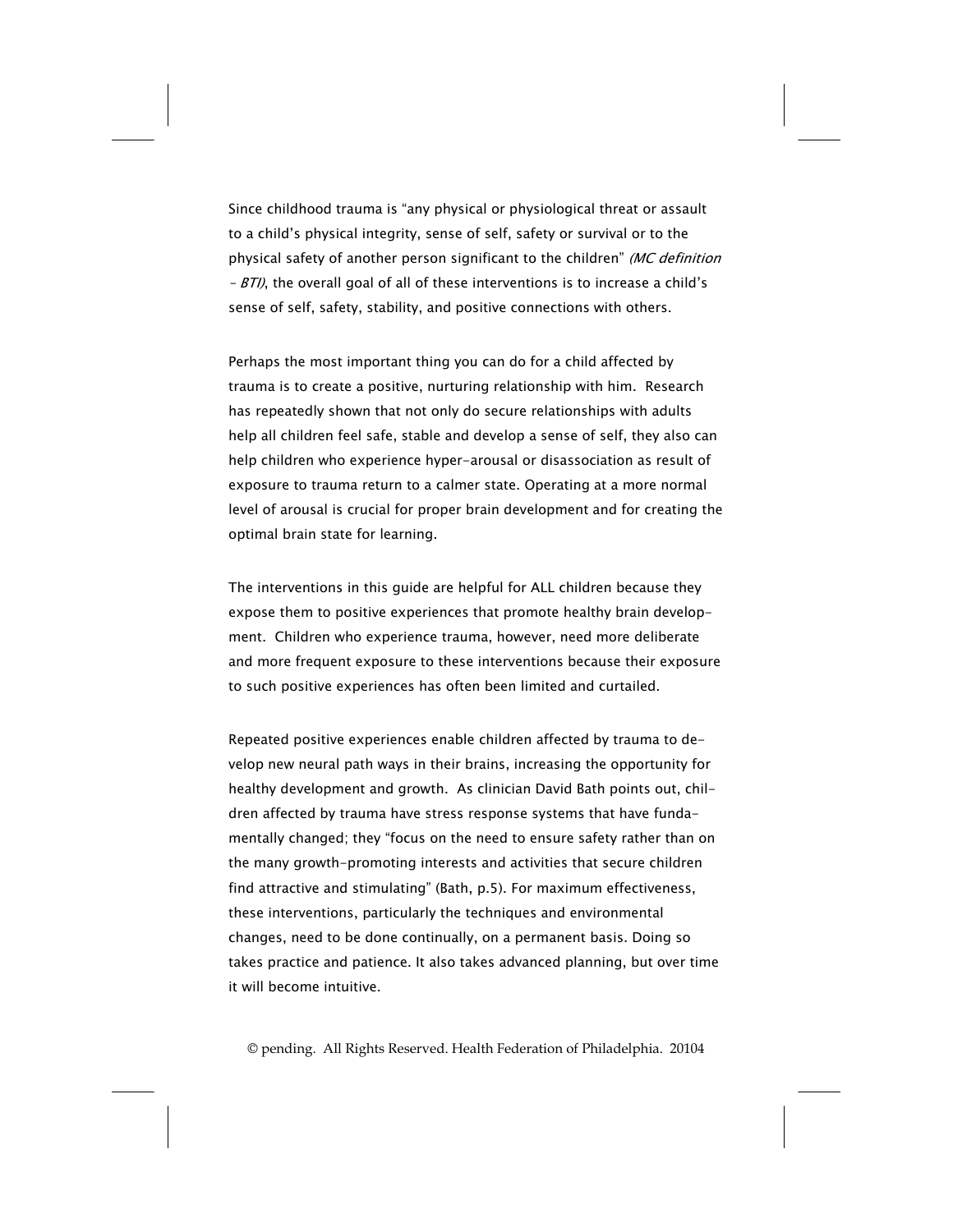Since childhood trauma is "any physical or physiological threat or assault to a child's physical integrity, sense of self, safety or survival or to the physical safety of another person significant to the children" *(MC definition – BTI)*, the overall goal of all of these interventions is to increase a child's sense of self, safety, stability, and positive connections with others.

Perhaps the most important thing you can do for a child affected by trauma is to create a positive, nurturing relationship with him. Research has repeatedly shown that not only do secure relationships with adults help all children feel safe, stable and develop a sense of self, they also can help children who experience hyper-arousal or disassociation as result of exposure to trauma return to a calmer state. Operating at a more normal level of arousal is crucial for proper brain development and for creating the optimal brain state for learning.

The interventions in this guide are helpful for ALL children because they expose them to positive experiences that promote healthy brain development. Children who experience trauma, however, need more deliberate and more frequent exposure to these interventions because their exposure to such positive experiences has often been limited and curtailed.

Repeated positive experiences enable children affected by trauma to develop new neural path ways in their brains, increasing the opportunity for healthy development and growth. As clinician David Bath points out, children affected by trauma have stress response systems that have fundamentally changed; they "focus on the need to ensure safety rather than on the many growth-promoting interests and activities that secure children find attractive and stimulating" (Bath, p.5). For maximum effectiveness, these interventions, particularly the techniques and environmental changes, need to be done continually, on a permanent basis. Doing so takes practice and patience. It also takes advanced planning, but over time it will become intuitive.

© pending. All Rights Reserved. Health Federation of Philadelphia. 20104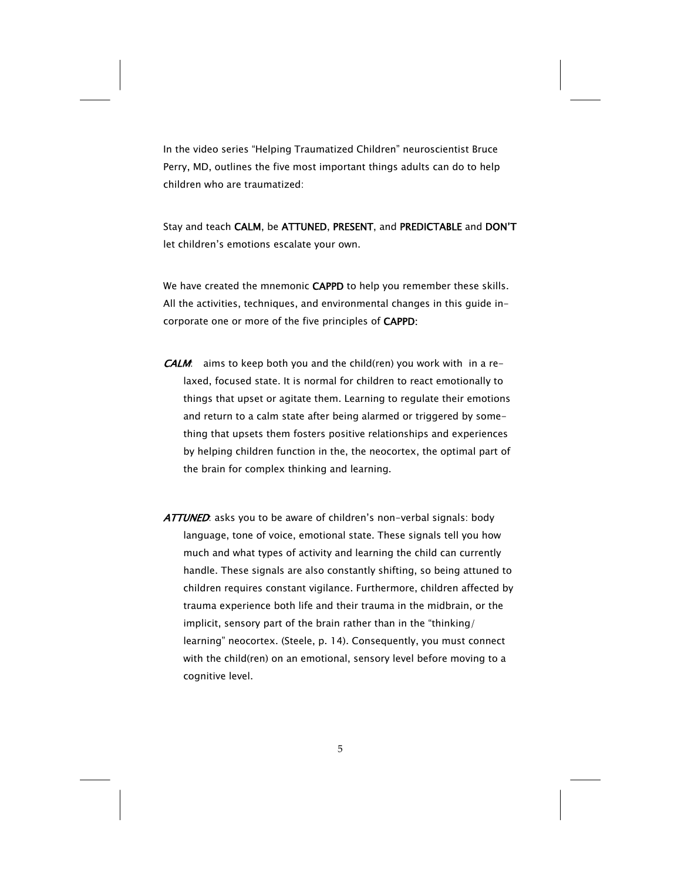In the video series "Helping Traumatized Children" neuroscientist Bruce Perry, MD, outlines the five most important things adults can do to help children who are traumatized:

Stay and teach **CALM**, be **ATTUNED**, **PRESENT**, and **PREDICTABLE** and **DON'T** let children's emotions escalate your own.

We have created the mnemonic **CAPPD** to help you remember these skills. All the activities, techniques, and environmental changes in this guide incorporate one or more of the five principles of **CAPPD:**

***CALM***: aims to keep both you and the child(ren) you work with in a relaxed, focused state. It is normal for children to react emotionally to things that upset or agitate them. Learning to regulate their emotions and return to a calm state after being alarmed or triggered by something that upsets them fosters positive relationships and experiences by helping children function in the, the neocortex, the optimal part of the brain for complex thinking and learning.

***ATTUNED***: asks you to be aware of children's non-verbal signals: body language, tone of voice, emotional state. These signals tell you how much and what types of activity and learning the child can currently handle. These signals are also constantly shifting, so being attuned to children requires constant vigilance. Furthermore, children affected by trauma experience both life and their trauma in the midbrain, or the implicit, sensory part of the brain rather than in the "thinking/learning" neocortex. (Steele, p. 14). Consequently, you must connect with the child(ren) on an emotional, sensory level before moving to a cognitive level.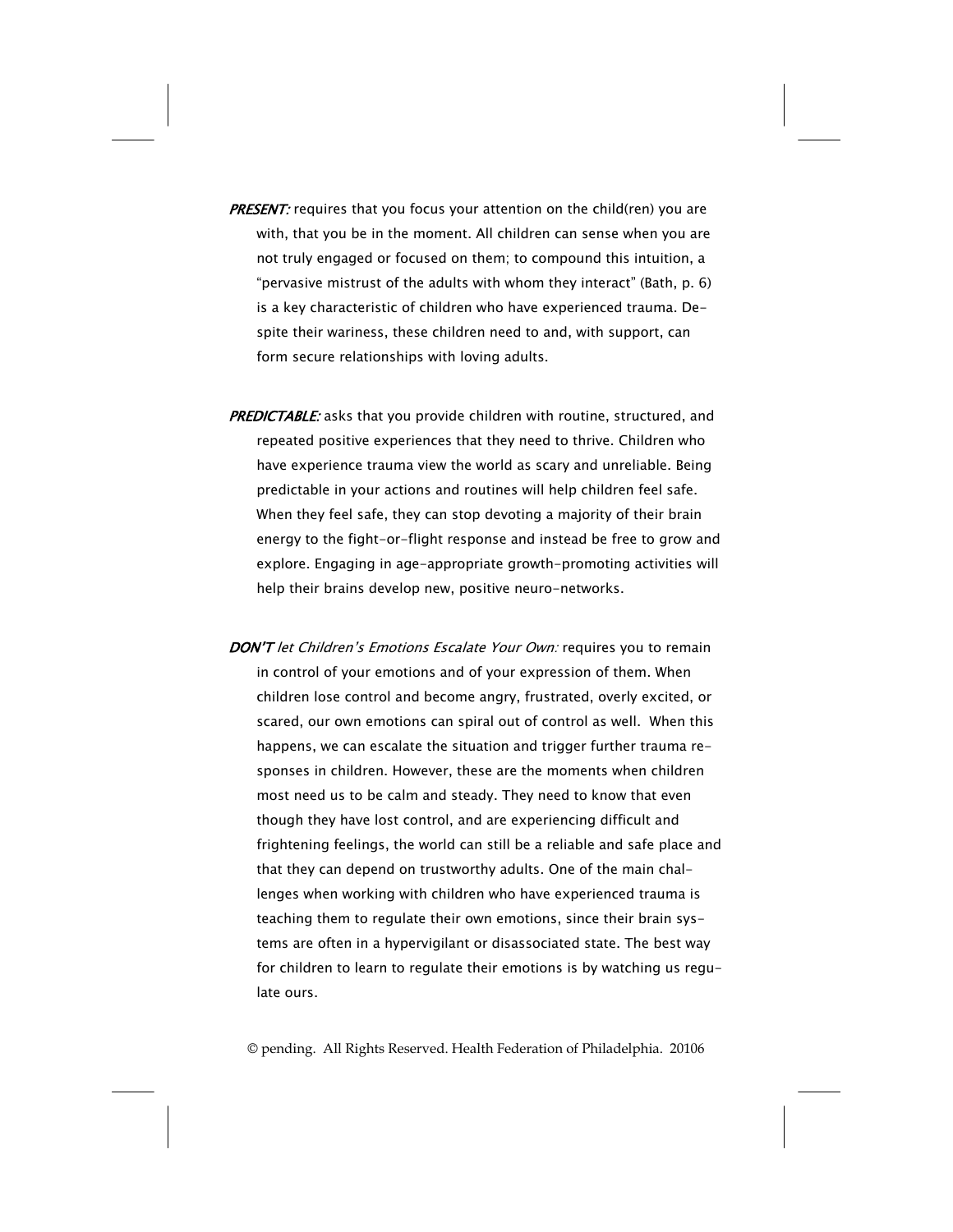***PRESENT:*** requires that you focus your attention on the child(ren) you are with, that you be in the moment. All children can sense when you are not truly engaged or focused on them; to compound this intuition, a "pervasive mistrust of the adults with whom they interact" (Bath, p. 6) is a key characteristic of children who have experienced trauma. Despite their wariness, these children need to and, with support, can form secure relationships with loving adults.

***PREDICTABLE:*** asks that you provide children with routine, structured, and repeated positive experiences that they need to thrive. Children who have experience trauma view the world as scary and unreliable. Being predictable in your actions and routines will help children feel safe. When they feel safe, they can stop devoting a majority of their brain energy to the fight-or-flight response and instead be free to grow and explore. Engaging in age-appropriate growth-promoting activities will help their brains develop new, positive neuro-networks.

***DON'T*** *let Children's Emotions Escalate Your Own:* requires you to remain in control of your emotions and of your expression of them. When children lose control and become angry, frustrated, overly excited, or scared, our own emotions can spiral out of control as well. When this happens, we can escalate the situation and trigger further trauma responses in children. However, these are the moments when children most need us to be calm and steady. They need to know that even though they have lost control, and are experiencing difficult and frightening feelings, the world can still be a reliable and safe place and that they can depend on trustworthy adults. One of the main challenges when working with children who have experienced trauma is teaching them to regulate their own emotions, since their brain systems are often in a hypervigilant or disassociated state. The best way for children to learn to regulate their emotions is by watching us regulate ours.

© pending. All Rights Reserved. Health Federation of Philadelphia. 20106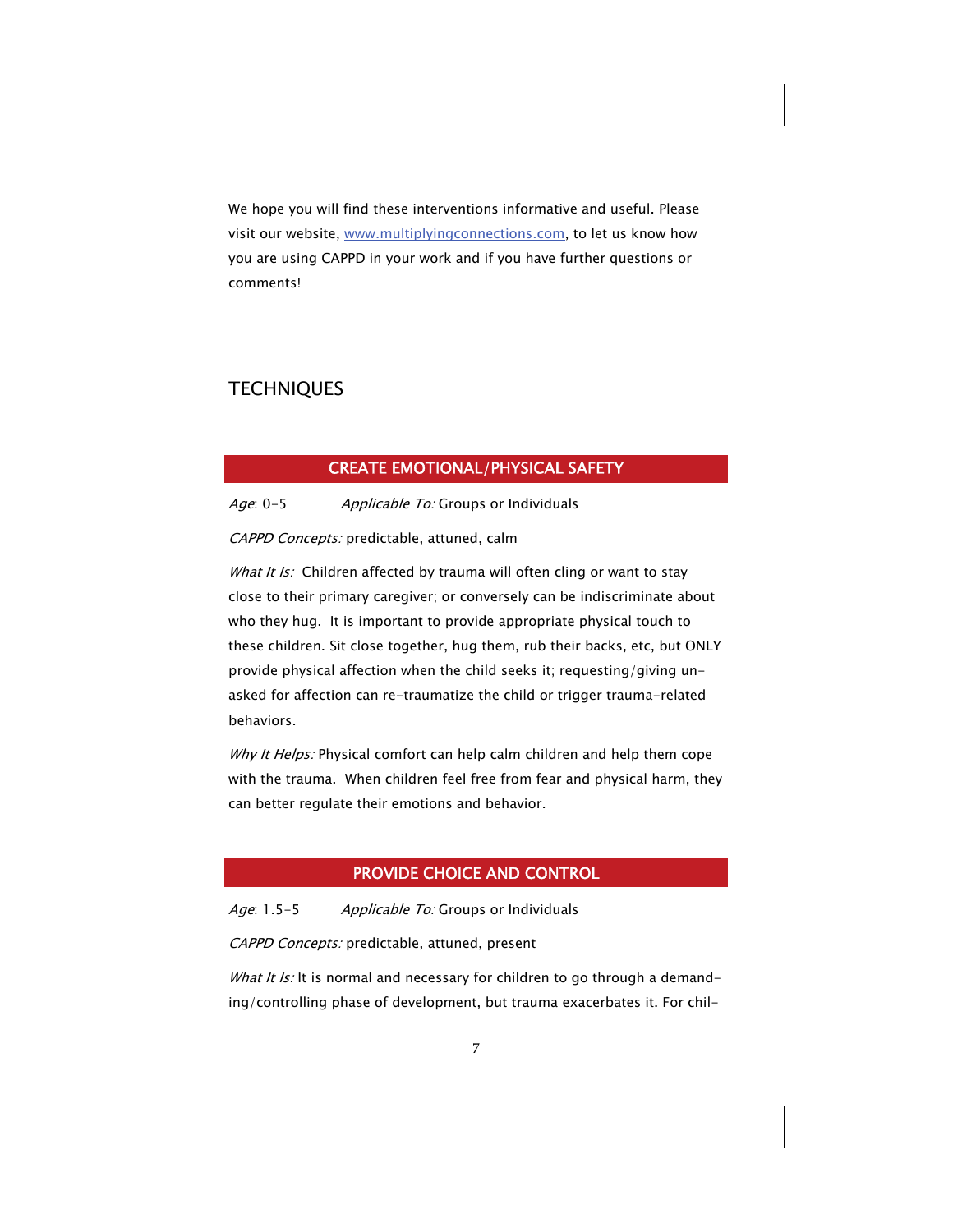We hope you will find these interventions informative and useful. Please visit our website, [www.multiplyingconnections.com](http://www.multiplyingconnections.com), to let us know how you are using CAPPD in your work and if you have further questions or comments!

## TECHNIQUES

### CREATE EMOTIONAL/PHYSICAL SAFETY

*Age*: 0-5 *Applicable To:* Groups or Individuals

*CAPPD Concepts:* predictable, attuned, calm

*What It Is:* Children affected by trauma will often cling or want to stay close to their primary caregiver; or conversely can be indiscriminate about who they hug. It is important to provide appropriate physical touch to these children. Sit close together, hug them, rub their backs, etc, but ONLY provide physical affection when the child seeks it; requesting/giving unasked for affection can re-traumatize the child or trigger trauma-related behaviors.

*Why It Helps:* Physical comfort can help calm children and help them cope with the trauma. When children feel free from fear and physical harm, they can better regulate their emotions and behavior.

### PROVIDE CHOICE AND CONTROL

*Age*: 1.5-5 *Applicable To:* Groups or Individuals

*CAPPD Concepts:* predictable, attuned, present

*What It Is:* It is normal and necessary for children to go through a demanding/controlling phase of development, but trauma exacerbates it. For chil-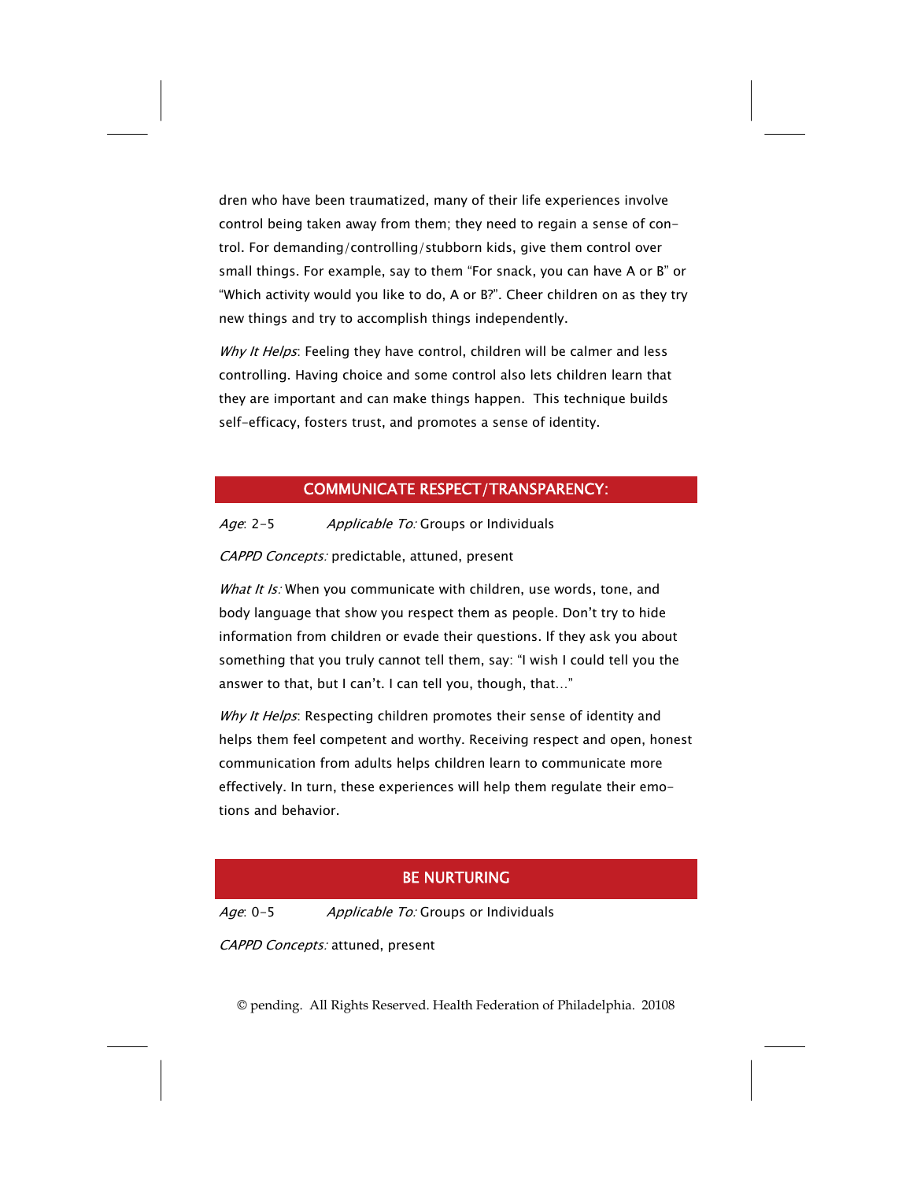dren who have been traumatized, many of their life experiences involve control being taken away from them; they need to regain a sense of control. For demanding/controlling/stubborn kids, give them control over small things. For example, say to them "For snack, you can have A or B" or "Which activity would you like to do, A or B?". Cheer children on as they try new things and try to accomplish things independently.

*Why It Helps*: Feeling they have control, children will be calmer and less controlling. Having choice and some control also lets children learn that they are important and can make things happen. This technique builds self-efficacy, fosters trust, and promotes a sense of identity.

## COMMUNICATE RESPECT/TRANSPARENCY:

*Age*: 2-5 *Applicable To:* Groups or Individuals

*CAPPD Concepts:* predictable, attuned, present

*What It Is:* When you communicate with children, use words, tone, and body language that show you respect them as people. Don't try to hide information from children or evade their questions. If they ask you about something that you truly cannot tell them, say: "I wish I could tell you the answer to that, but I can't. I can tell you, though, that…"

*Why It Helps*: Respecting children promotes their sense of identity and helps them feel competent and worthy. Receiving respect and open, honest communication from adults helps children learn to communicate more effectively. In turn, these experiences will help them regulate their emotions and behavior.

## BE NURTURING

*Age*: 0-5 *Applicable To:* Groups or Individuals

*CAPPD Concepts:* attuned, present

© pending. All Rights Reserved. Health Federation of Philadelphia. 20108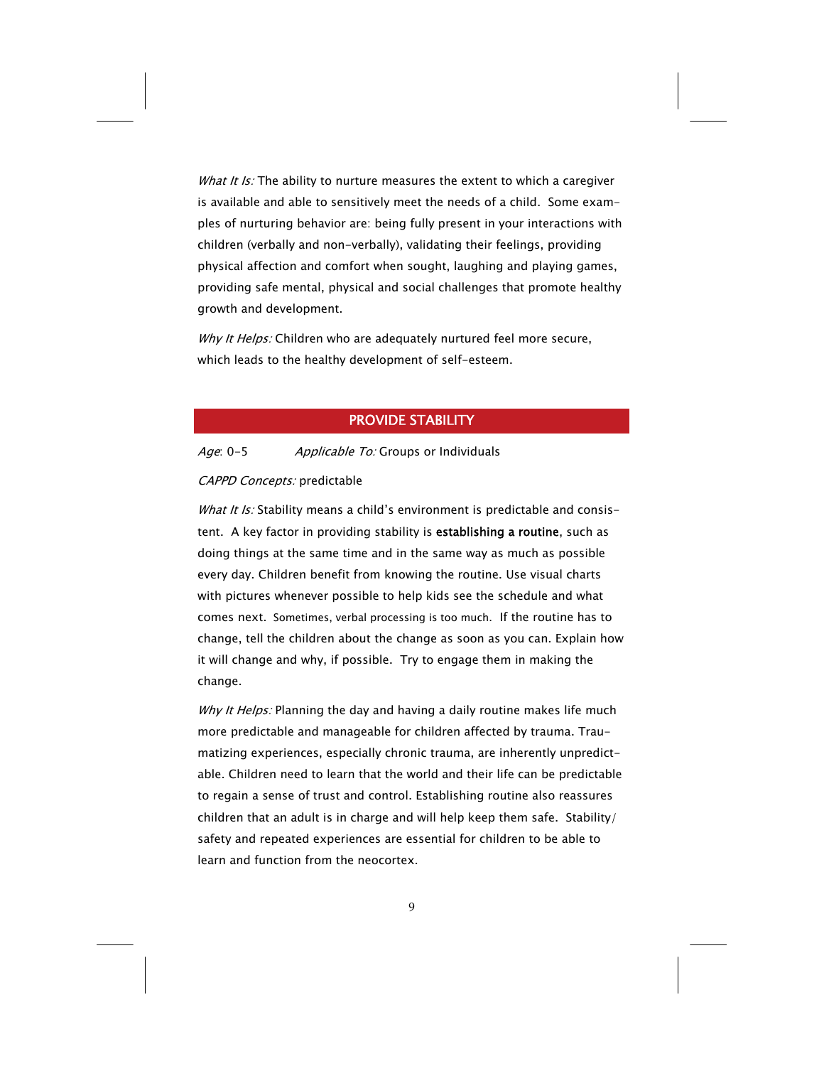*What It Is:* The ability to nurture measures the extent to which a caregiver is available and able to sensitively meet the needs of a child. Some examples of nurturing behavior are: being fully present in your interactions with children (verbally and non-verbally), validating their feelings, providing physical affection and comfort when sought, laughing and playing games, providing safe mental, physical and social challenges that promote healthy growth and development.

*Why It Helps:* Children who are adequately nurtured feel more secure, which leads to the healthy development of self-esteem.

## PROVIDE STABILITY

*Age*: 0-5 *Applicable To:* Groups or Individuals

*CAPPD Concepts:* predictable

*What It Is:* Stability means a child's environment is predictable and consistent. A key factor in providing stability is **establishing a routine**, such as doing things at the same time and in the same way as much as possible every day. Children benefit from knowing the routine. Use visual charts with pictures whenever possible to help kids see the schedule and what comes next. Sometimes, verbal processing is too much. If the routine has to change, tell the children about the change as soon as you can. Explain how it will change and why, if possible. Try to engage them in making the change.

*Why It Helps:* Planning the day and having a daily routine makes life much more predictable and manageable for children affected by trauma. Traumatizing experiences, especially chronic trauma, are inherently unpredictable. Children need to learn that the world and their life can be predictable to regain a sense of trust and control. Establishing routine also reassures children that an adult is in charge and will help keep them safe. Stability/safety and repeated experiences are essential for children to be able to learn and function from the neocortex.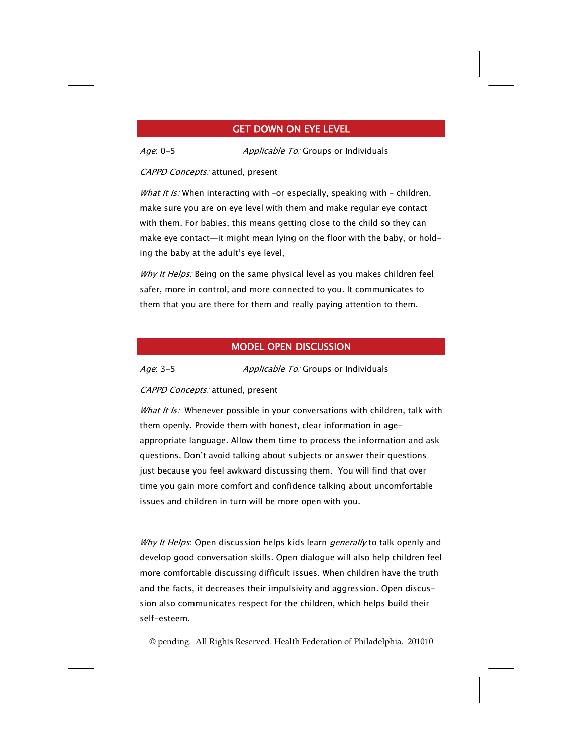## GET DOWN ON EYE LEVEL

*Age*: 0-5 *Applicable To:* Groups or Individuals

*CAPPD Concepts:* attuned, present

*What It Is:* When interacting with –or especially, speaking with – children, make sure you are on eye level with them and make regular eye contact with them. For babies, this means getting close to the child so they can make eye contact—it might mean lying on the floor with the baby, or holding the baby at the adult's eye level,

*Why It Helps:* Being on the same physical level as you makes children feel safer, more in control, and more connected to you. It communicates to them that you are there for them and really paying attention to them.

## MODEL OPEN DISCUSSION

*Age*: 3-5 *Applicable To:* Groups or Individuals

*CAPPD Concepts:* attuned, present

*What It Is:* Whenever possible in your conversations with children, talk with them openly. Provide them with honest, clear information in age-appropriate language. Allow them time to process the information and ask questions. Don't avoid talking about subjects or answer their questions just because you feel awkward discussing them. You will find that over time you gain more comfort and confidence talking about uncomfortable issues and children in turn will be more open with you.

*Why It Helps*: Open discussion helps kids learn *generally* to talk openly and develop good conversation skills. Open dialogue will also help children feel more comfortable discussing difficult issues. When children have the truth and the facts, it decreases their impulsivity and aggression. Open discussion also communicates respect for the children, which helps build their self-esteem.

© pending. All Rights Reserved. Health Federation of Philadelphia. 201010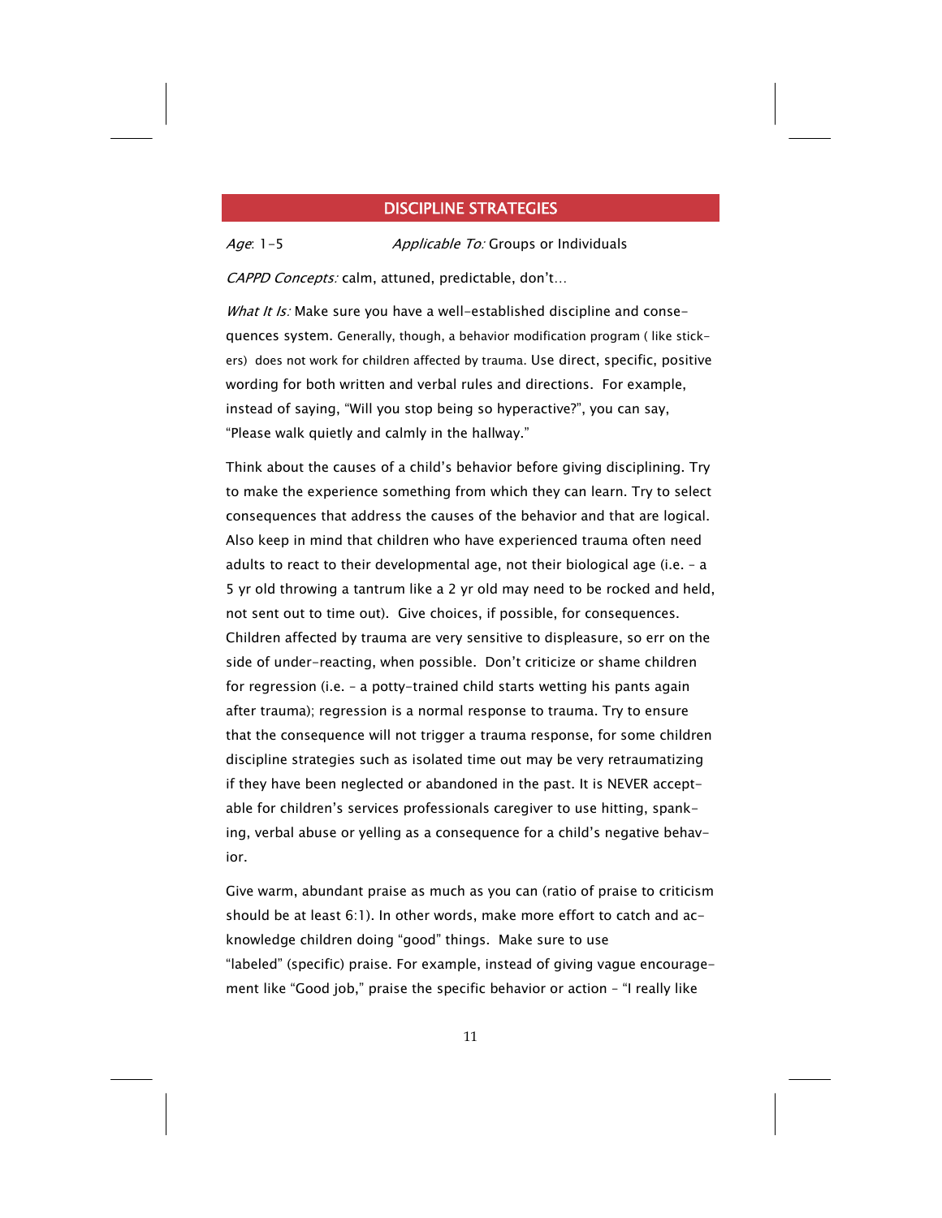## DISCIPLINE STRATEGIES

*Age*: 1-5 *Applicable To:* Groups or Individuals

*CAPPD Concepts:* calm, attuned, predictable, don't…

*What It Is:* Make sure you have a well-established discipline and consequences system. Generally, though, a behavior modification program ( like stickers) does not work for children affected by trauma. Use direct, specific, positive wording for both written and verbal rules and directions. For example, instead of saying, "Will you stop being so hyperactive?", you can say, "Please walk quietly and calmly in the hallway."

Think about the causes of a child's behavior before giving disciplining. Try to make the experience something from which they can learn. Try to select consequences that address the causes of the behavior and that are logical. Also keep in mind that children who have experienced trauma often need adults to react to their developmental age, not their biological age (i.e. – a 5 yr old throwing a tantrum like a 2 yr old may need to be rocked and held, not sent out to time out). Give choices, if possible, for consequences. Children affected by trauma are very sensitive to displeasure, so err on the side of under-reacting, when possible. Don't criticize or shame children for regression (i.e. – a potty-trained child starts wetting his pants again after trauma); regression is a normal response to trauma. Try to ensure that the consequence will not trigger a trauma response, for some children discipline strategies such as isolated time out may be very retraumatizing if they have been neglected or abandoned in the past. It is NEVER acceptable for children's services professionals caregiver to use hitting, spanking, verbal abuse or yelling as a consequence for a child's negative behavior.

Give warm, abundant praise as much as you can (ratio of praise to criticism should be at least 6:1). In other words, make more effort to catch and acknowledge children doing "good" things. Make sure to use "labeled" (specific) praise. For example, instead of giving vague encouragement like "Good job," praise the specific behavior or action – "I really like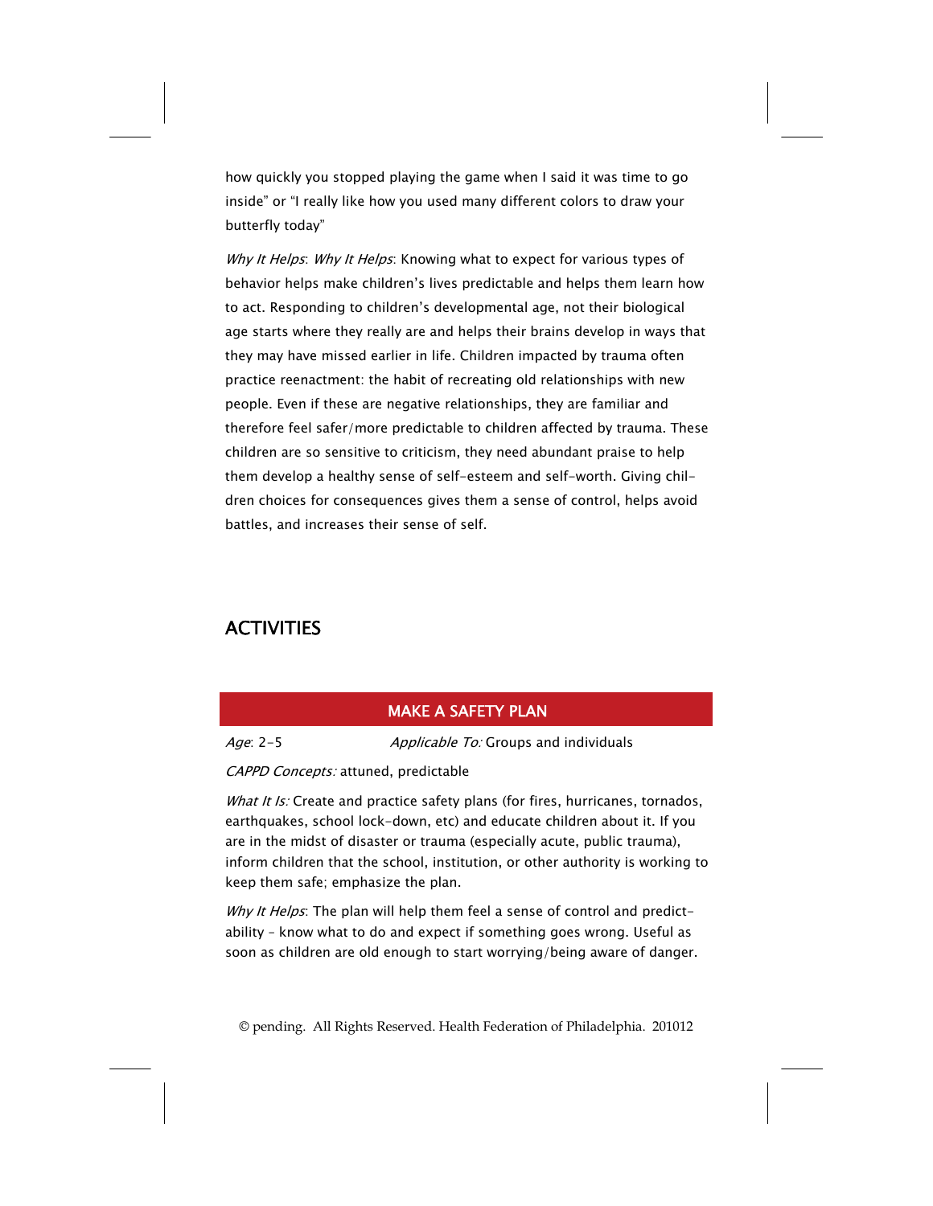how quickly you stopped playing the game when I said it was time to go inside" or "I really like how you used many different colors to draw your butterfly today"

*Why It Helps*: *Why It Helps*: Knowing what to expect for various types of behavior helps make children's lives predictable and helps them learn how to act. Responding to children's developmental age, not their biological age starts where they really are and helps their brains develop in ways that they may have missed earlier in life. Children impacted by trauma often practice reenactment: the habit of recreating old relationships with new people. Even if these are negative relationships, they are familiar and therefore feel safer/more predictable to children affected by trauma. These children are so sensitive to criticism, they need abundant praise to help them develop a healthy sense of self-esteem and self-worth. Giving children choices for consequences gives them a sense of control, helps avoid battles, and increases their sense of self.

## ACTIVITIES

### MAKE A SAFETY PLAN

*Age*: 2-5 *Applicable To:* Groups and individuals

*CAPPD Concepts:* attuned, predictable

*What It Is:* Create and practice safety plans (for fires, hurricanes, tornados, earthquakes, school lock-down, etc) and educate children about it. If you are in the midst of disaster or trauma (especially acute, public trauma), inform children that the school, institution, or other authority is working to keep them safe; emphasize the plan.

*Why It Helps*: The plan will help them feel a sense of control and predictability – know what to do and expect if something goes wrong. Useful as soon as children are old enough to start worrying/being aware of danger.

© pending. All Rights Reserved. Health Federation of Philadelphia. 201012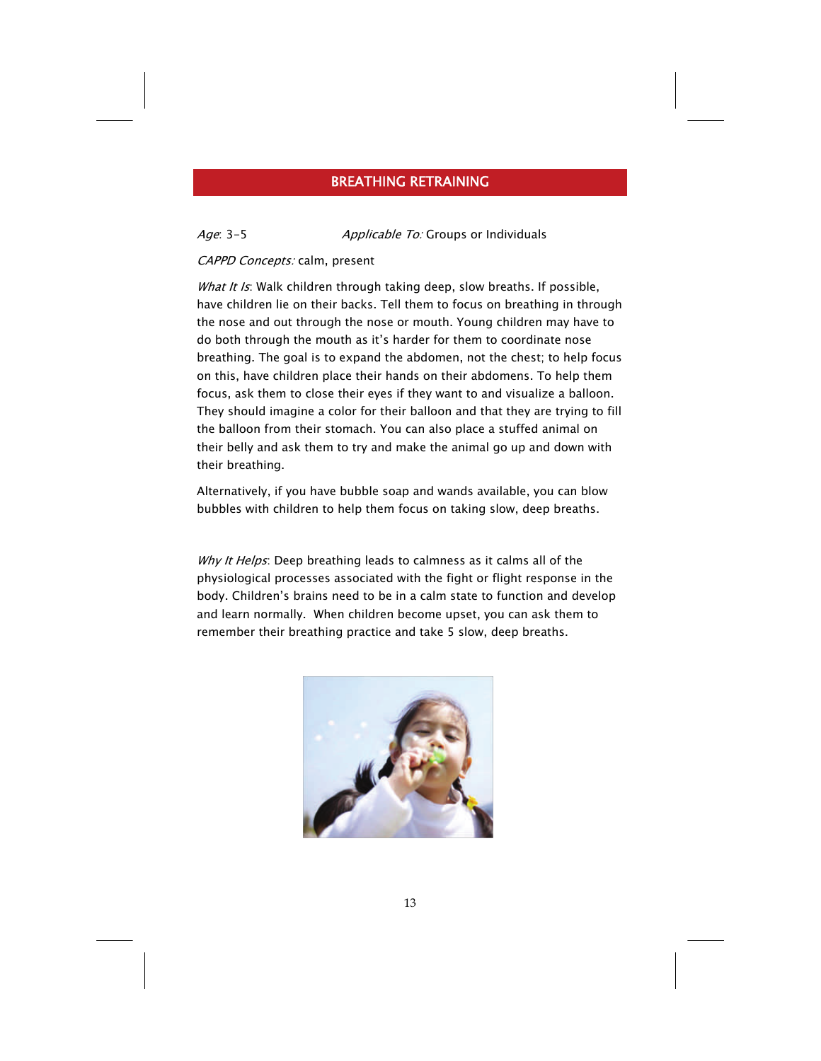## BREATHING RETRAINING

*Age*: 3-5 *Applicable To:* Groups or Individuals

*CAPPD Concepts:* calm, present

*What It Is*: Walk children through taking deep, slow breaths. If possible, have children lie on their backs. Tell them to focus on breathing in through the nose and out through the nose or mouth. Young children may have to do both through the mouth as it's harder for them to coordinate nose breathing. The goal is to expand the abdomen, not the chest; to help focus on this, have children place their hands on their abdomens. To help them focus, ask them to close their eyes if they want to and visualize a balloon. They should imagine a color for their balloon and that they are trying to fill the balloon from their stomach. You can also place a stuffed animal on their belly and ask them to try and make the animal go up and down with their breathing.

Alternatively, if you have bubble soap and wands available, you can blow bubbles with children to help them focus on taking slow, deep breaths.

*Why It Helps*: Deep breathing leads to calmness as it calms all of the physiological processes associated with the fight or flight response in the body. Children's brains need to be in a calm state to function and develop and learn normally. When children become upset, you can ask them to remember their breathing practice and take 5 slow, deep breaths.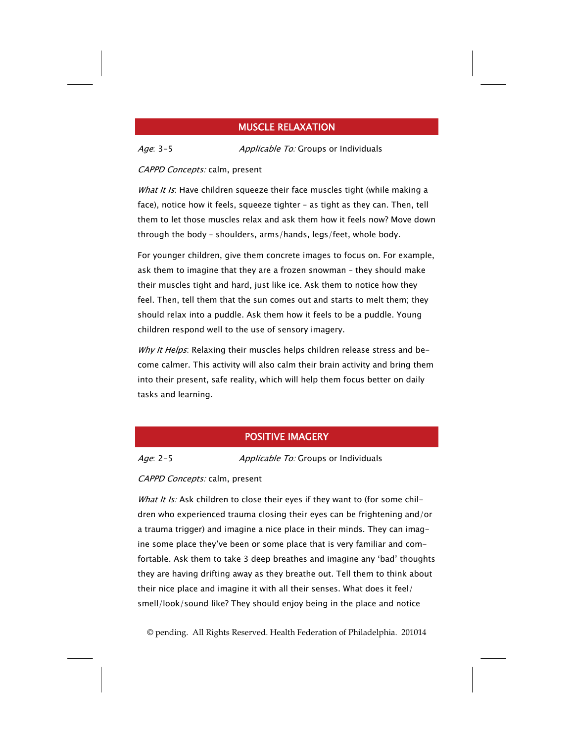## MUSCLE RELAXATION

*Age*: 3-5 *Applicable To:* Groups or Individuals

*CAPPD Concepts:* calm, present

*What It Is*: Have children squeeze their face muscles tight (while making a face), notice how it feels, squeeze tighter – as tight as they can. Then, tell them to let those muscles relax and ask them how it feels now? Move down through the body – shoulders, arms/hands, legs/feet, whole body.

For younger children, give them concrete images to focus on. For example, ask them to imagine that they are a frozen snowman – they should make their muscles tight and hard, just like ice. Ask them to notice how they feel. Then, tell them that the sun comes out and starts to melt them; they should relax into a puddle. Ask them how it feels to be a puddle. Young children respond well to the use of sensory imagery.

*Why It Helps*: Relaxing their muscles helps children release stress and become calmer. This activity will also calm their brain activity and bring them into their present, safe reality, which will help them focus better on daily tasks and learning.

## POSITIVE IMAGERY

*Age*: 2-5 *Applicable To:* Groups or Individuals

*CAPPD Concepts:* calm, present

*What It Is:* Ask children to close their eyes if they want to (for some children who experienced trauma closing their eyes can be frightening and/or a trauma trigger) and imagine a nice place in their minds. They can imagine some place they've been or some place that is very familiar and comfortable. Ask them to take 3 deep breathes and imagine any 'bad' thoughts they are having drifting away as they breathe out. Tell them to think about their nice place and imagine it with all their senses. What does it feel/smell/look/sound like? They should enjoy being in the place and notice

© pending. All Rights Reserved. Health Federation of Philadelphia. 201014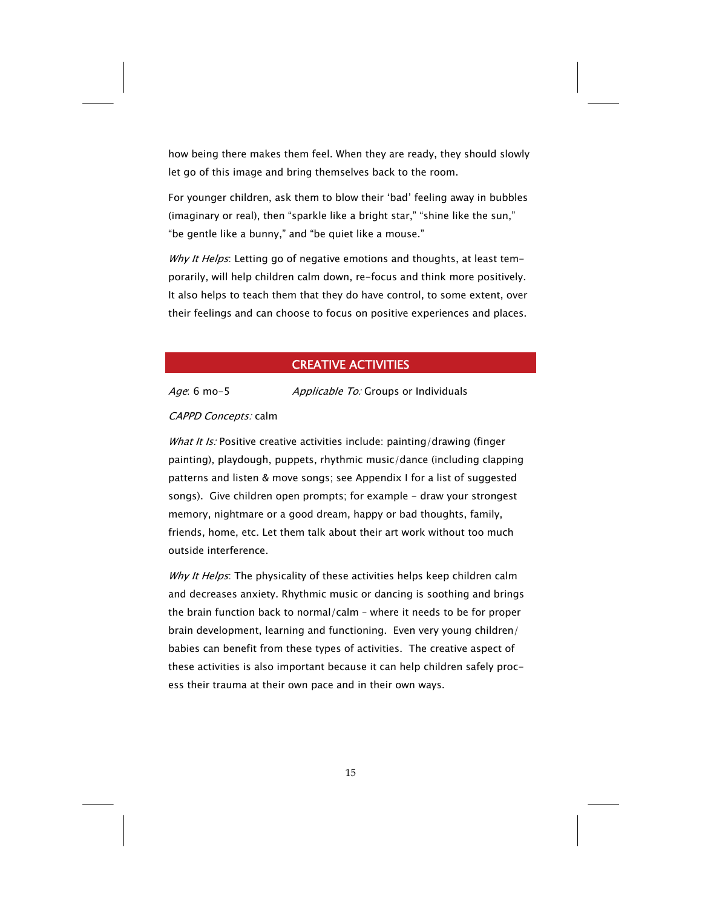how being there makes them feel. When they are ready, they should slowly let go of this image and bring themselves back to the room.

For younger children, ask them to blow their 'bad' feeling away in bubbles (imaginary or real), then "sparkle like a bright star," "shine like the sun," "be gentle like a bunny," and "be quiet like a mouse."

*Why It Helps*: Letting go of negative emotions and thoughts, at least temporarily, will help children calm down, re-focus and think more positively. It also helps to teach them that they do have control, to some extent, over their feelings and can choose to focus on positive experiences and places.

## CREATIVE ACTIVITIES

*Age*: 6 mo–5 *Applicable To:* Groups or Individuals

*CAPPD Concepts:* calm

*What It Is:* Positive creative activities include: painting/drawing (finger painting), playdough, puppets, rhythmic music/dance (including clapping patterns and listen & move songs; see Appendix I for a list of suggested songs). Give children open prompts; for example – draw your strongest memory, nightmare or a good dream, happy or bad thoughts, family, friends, home, etc. Let them talk about their art work without too much outside interference.

*Why It Helps*: The physicality of these activities helps keep children calm and decreases anxiety. Rhythmic music or dancing is soothing and brings the brain function back to normal/calm – where it needs to be for proper brain development, learning and functioning. Even very young children/babies can benefit from these types of activities. The creative aspect of these activities is also important because it can help children safely process their trauma at their own pace and in their own ways.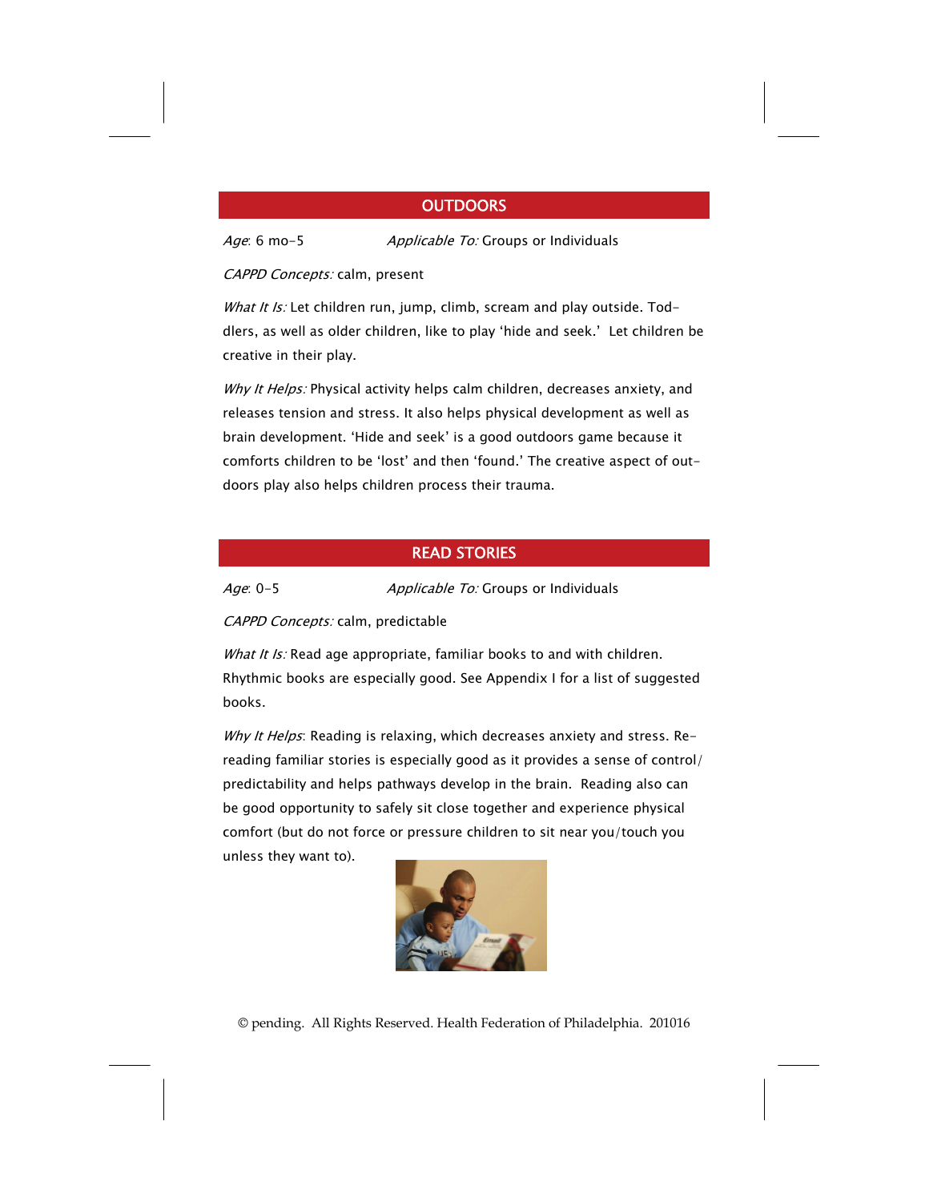## OUTDOORS

*Age*: 6 mo–5 *Applicable To:* Groups or Individuals

*CAPPD Concepts:* calm, present

*What It Is:* Let children run, jump, climb, scream and play outside. Toddlers, as well as older children, like to play 'hide and seek.' Let children be creative in their play.

*Why It Helps:* Physical activity helps calm children, decreases anxiety, and releases tension and stress. It also helps physical development as well as brain development. 'Hide and seek' is a good outdoors game because it comforts children to be 'lost' and then 'found.' The creative aspect of outdoors play also helps children process their trauma.

## READ STORIES

*Age*: 0–5 *Applicable To:* Groups or Individuals

*CAPPD Concepts:* calm, predictable

*What It Is:* Read age appropriate, familiar books to and with children. Rhythmic books are especially good. See Appendix I for a list of suggested books.

*Why It Helps*: Reading is relaxing, which decreases anxiety and stress. Rereading familiar stories is especially good as it provides a sense of control/predictability and helps pathways develop in the brain. Reading also can be good opportunity to safely sit close together and experience physical comfort (but do not force or pressure children to sit near you/touch you unless they want to).

© pending. All Rights Reserved. Health Federation of Philadelphia. 201016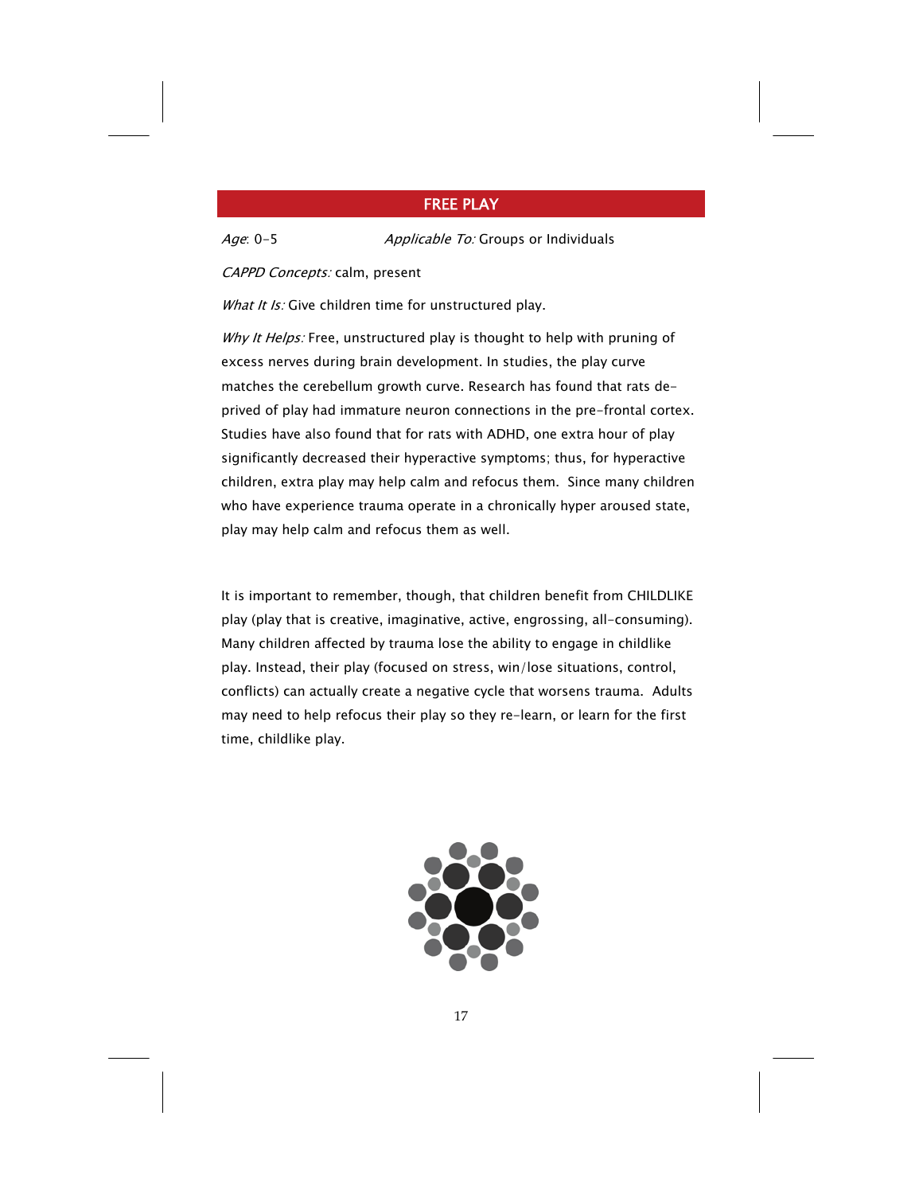## FREE PLAY

*Age*: 0-5 *Applicable To:* Groups or Individuals

*CAPPD Concepts:* calm, present

*What It Is:* Give children time for unstructured play.

*Why It Helps:* Free, unstructured play is thought to help with pruning of excess nerves during brain development. In studies, the play curve matches the cerebellum growth curve. Research has found that rats deprived of play had immature neuron connections in the pre-frontal cortex. Studies have also found that for rats with ADHD, one extra hour of play significantly decreased their hyperactive symptoms; thus, for hyperactive children, extra play may help calm and refocus them. Since many children who have experience trauma operate in a chronically hyper aroused state, play may help calm and refocus them as well.

It is important to remember, though, that children benefit from CHILDLIKE play (play that is creative, imaginative, active, engrossing, all-consuming). Many children affected by trauma lose the ability to engage in childlike play. Instead, their play (focused on stress, win/lose situations, control, conflicts) can actually create a negative cycle that worsens trauma. Adults may need to help refocus their play so they re-learn, or learn for the first time, childlike play.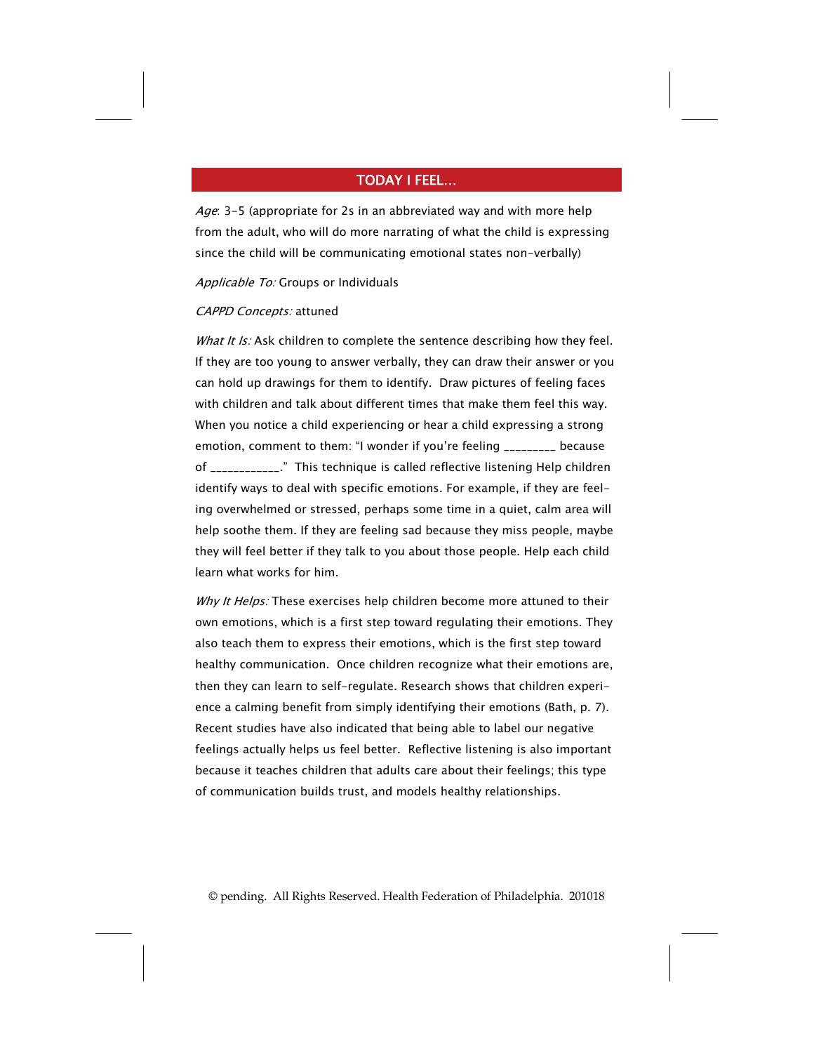## TODAY I FEEL...

*Age*: 3-5 (appropriate for 2s in an abbreviated way and with more help from the adult, who will do more narrating of what the child is expressing since the child will be communicating emotional states non-verbally)

*Applicable To:* Groups or Individuals

*CAPPD Concepts:* attuned

*What It Is:* Ask children to complete the sentence describing how they feel. If they are too young to answer verbally, they can draw their answer or you can hold up drawings for them to identify. Draw pictures of feeling faces with children and talk about different times that make them feel this way. When you notice a child experiencing or hear a child expressing a strong emotion, comment to them: "I wonder if you're feeling _________ because of ____________." This technique is called reflective listening Help children identify ways to deal with specific emotions. For example, if they are feeling overwhelmed or stressed, perhaps some time in a quiet, calm area will help soothe them. If they are feeling sad because they miss people, maybe they will feel better if they talk to you about those people. Help each child learn what works for him.

*Why It Helps:* These exercises help children become more attuned to their own emotions, which is a first step toward regulating their emotions. They also teach them to express their emotions, which is the first step toward healthy communication. Once children recognize what their emotions are, then they can learn to self-regulate. Research shows that children experience a calming benefit from simply identifying their emotions (Bath, p. 7). Recent studies have also indicated that being able to label our negative feelings actually helps us feel better. Reflective listening is also important because it teaches children that adults care about their feelings; this type of communication builds trust, and models healthy relationships.

© pending. All Rights Reserved. Health Federation of Philadelphia. 201018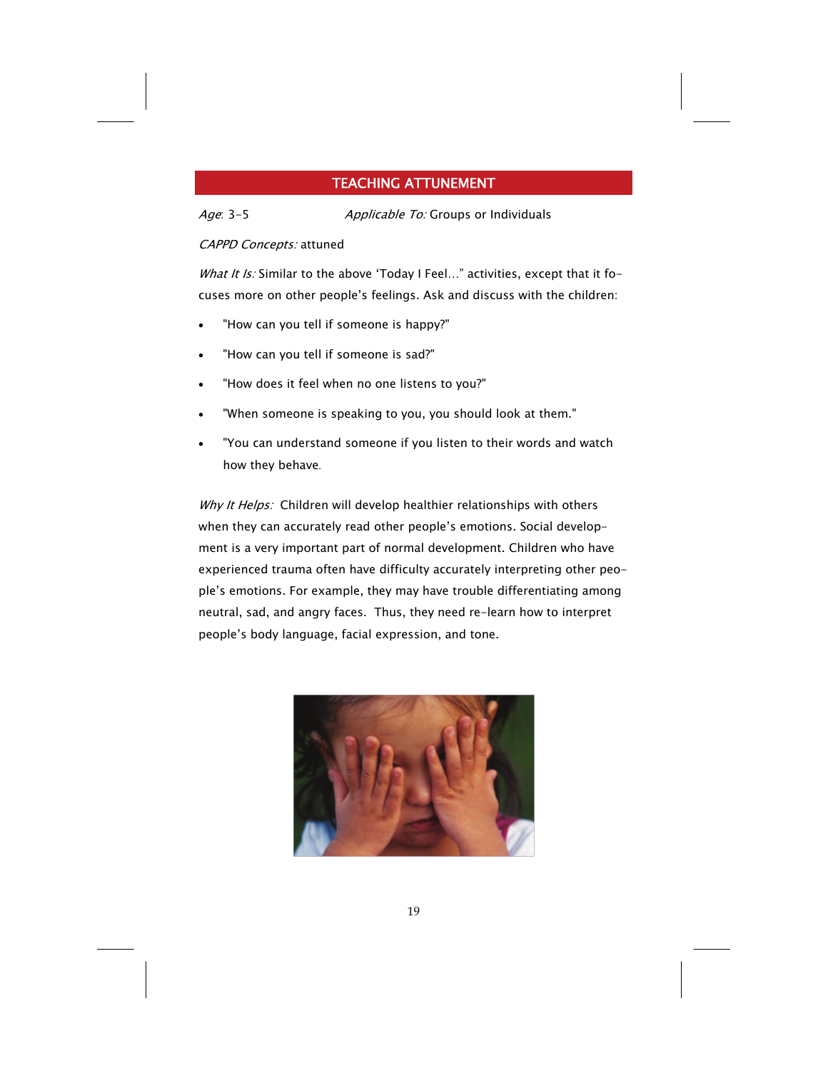## TEACHING ATTUNEMENT

*Age*: 3-5 *Applicable To:* Groups or Individuals

*CAPPD Concepts:* attuned

*What It Is:* Similar to the above 'Today I Feel…" activities, except that it focuses more on other people's feelings. Ask and discuss with the children:

- "How can you tell if someone is happy?"
- "How can you tell if someone is sad?"
- "How does it feel when no one listens to you?"
- "When someone is speaking to you, you should look at them."
- "You can understand someone if you listen to their words and watch how they behave.

*Why It Helps:* Children will develop healthier relationships with others when they can accurately read other people's emotions. Social development is a very important part of normal development. Children who have experienced trauma often have difficulty accurately interpreting other people's emotions. For example, they may have trouble differentiating among neutral, sad, and angry faces. Thus, they need re-learn how to interpret people's body language, facial expression, and tone.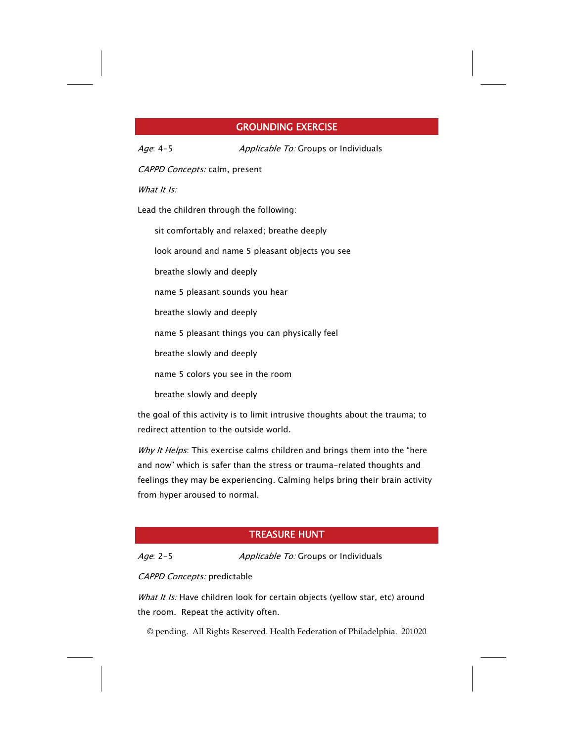## GROUNDING EXERCISE

*Age*: 4-5 *Applicable To:* Groups or Individuals

*CAPPD Concepts:* calm, present

*What It Is:*

Lead the children through the following:

sit comfortably and relaxed; breathe deeply

look around and name 5 pleasant objects you see

breathe slowly and deeply

name 5 pleasant sounds you hear

breathe slowly and deeply

name 5 pleasant things you can physically feel

breathe slowly and deeply

name 5 colors you see in the room

breathe slowly and deeply

the goal of this activity is to limit intrusive thoughts about the trauma; to redirect attention to the outside world.

*Why It Helps*: This exercise calms children and brings them into the "here and now" which is safer than the stress or trauma-related thoughts and feelings they may be experiencing. Calming helps bring their brain activity from hyper aroused to normal.

## TREASURE HUNT

*Age*: 2-5 *Applicable To:* Groups or Individuals

*CAPPD Concepts:* predictable

*What It Is:* Have children look for certain objects (yellow star, etc) around the room. Repeat the activity often.

© pending. All Rights Reserved. Health Federation of Philadelphia. 201020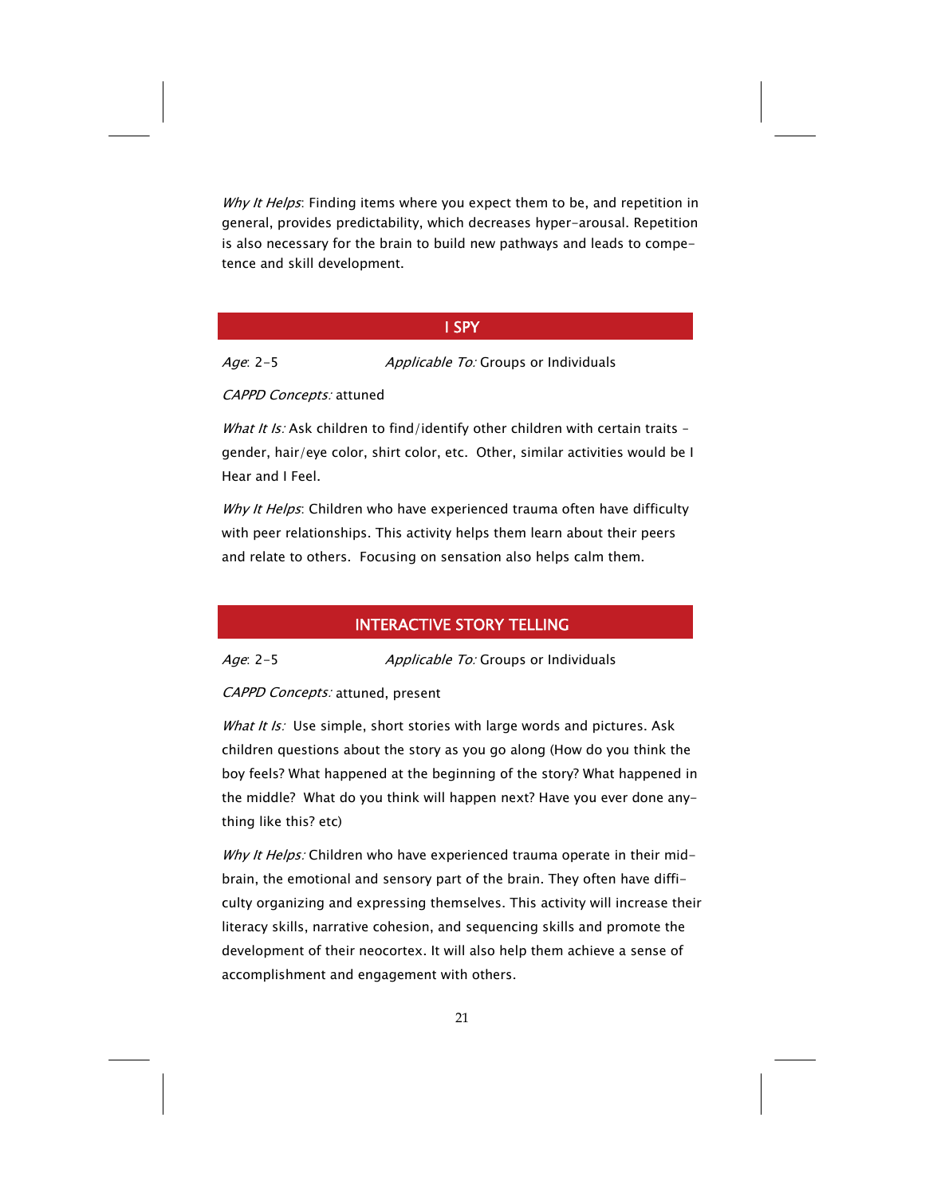*Why It Helps*: Finding items where you expect them to be, and repetition in general, provides predictability, which decreases hyper-arousal. Repetition is also necessary for the brain to build new pathways and leads to competence and skill development.

## I SPY

*Age*: 2-5 *Applicable To:* Groups or Individuals

*CAPPD Concepts:* attuned

*What It Is:* Ask children to find/identify other children with certain traits – gender, hair/eye color, shirt color, etc. Other, similar activities would be I Hear and I Feel.

*Why It Helps*: Children who have experienced trauma often have difficulty with peer relationships. This activity helps them learn about their peers and relate to others. Focusing on sensation also helps calm them.

## INTERACTIVE STORY TELLING

*Age*: 2-5 *Applicable To:* Groups or Individuals

*CAPPD Concepts:* attuned, present

*What It Is:* Use simple, short stories with large words and pictures. Ask children questions about the story as you go along (How do you think the boy feels? What happened at the beginning of the story? What happened in the middle? What do you think will happen next? Have you ever done anything like this? etc)

*Why It Helps:* Children who have experienced trauma operate in their mid-brain, the emotional and sensory part of the brain. They often have difficulty organizing and expressing themselves. This activity will increase their literacy skills, narrative cohesion, and sequencing skills and promote the development of their neocortex. It will also help them achieve a sense of accomplishment and engagement with others.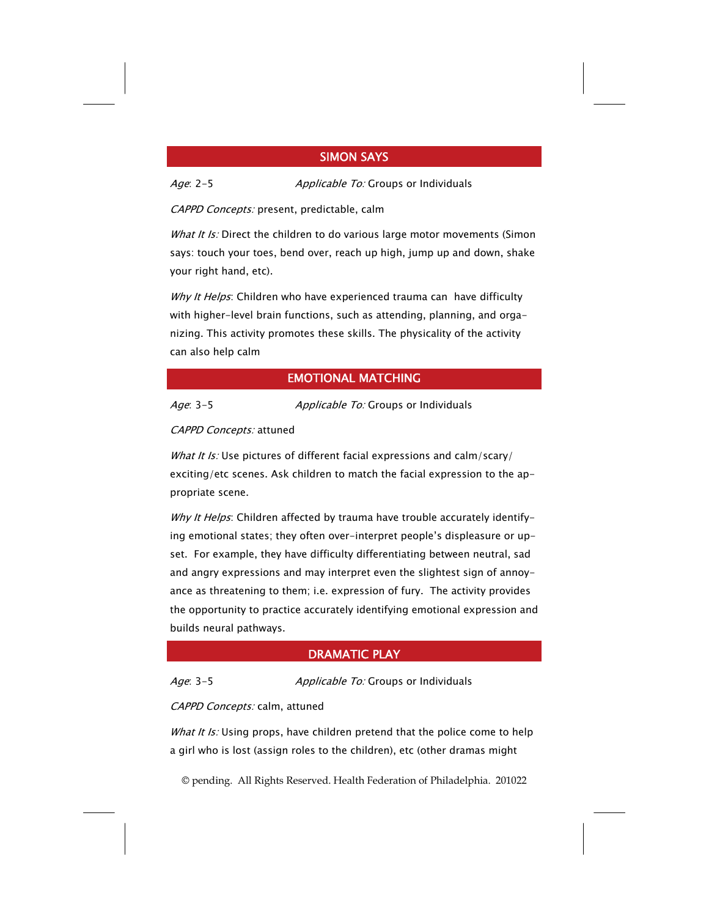## SIMON SAYS

*Age*: 2-5 *Applicable To:* Groups or Individuals

*CAPPD Concepts:* present, predictable, calm

*What It Is:* Direct the children to do various large motor movements (Simon says: touch your toes, bend over, reach up high, jump up and down, shake your right hand, etc).

*Why It Helps*: Children who have experienced trauma can have difficulty with higher-level brain functions, such as attending, planning, and organizing. This activity promotes these skills. The physicality of the activity can also help calm

## EMOTIONAL MATCHING

*Age*: 3-5 *Applicable To:* Groups or Individuals

*CAPPD Concepts:* attuned

*What It Is:* Use pictures of different facial expressions and calm/scary/exciting/etc scenes. Ask children to match the facial expression to the appropriate scene.

*Why It Helps*: Children affected by trauma have trouble accurately identifying emotional states; they often over-interpret people's displeasure or upset. For example, they have difficulty differentiating between neutral, sad and angry expressions and may interpret even the slightest sign of annoyance as threatening to them; i.e. expression of fury. The activity provides the opportunity to practice accurately identifying emotional expression and builds neural pathways.

## DRAMATIC PLAY

*Age*: 3-5 *Applicable To:* Groups or Individuals

*CAPPD Concepts:* calm, attuned

*What It Is:* Using props, have children pretend that the police come to help a girl who is lost (assign roles to the children), etc (other dramas might

© pending. All Rights Reserved. Health Federation of Philadelphia. 201022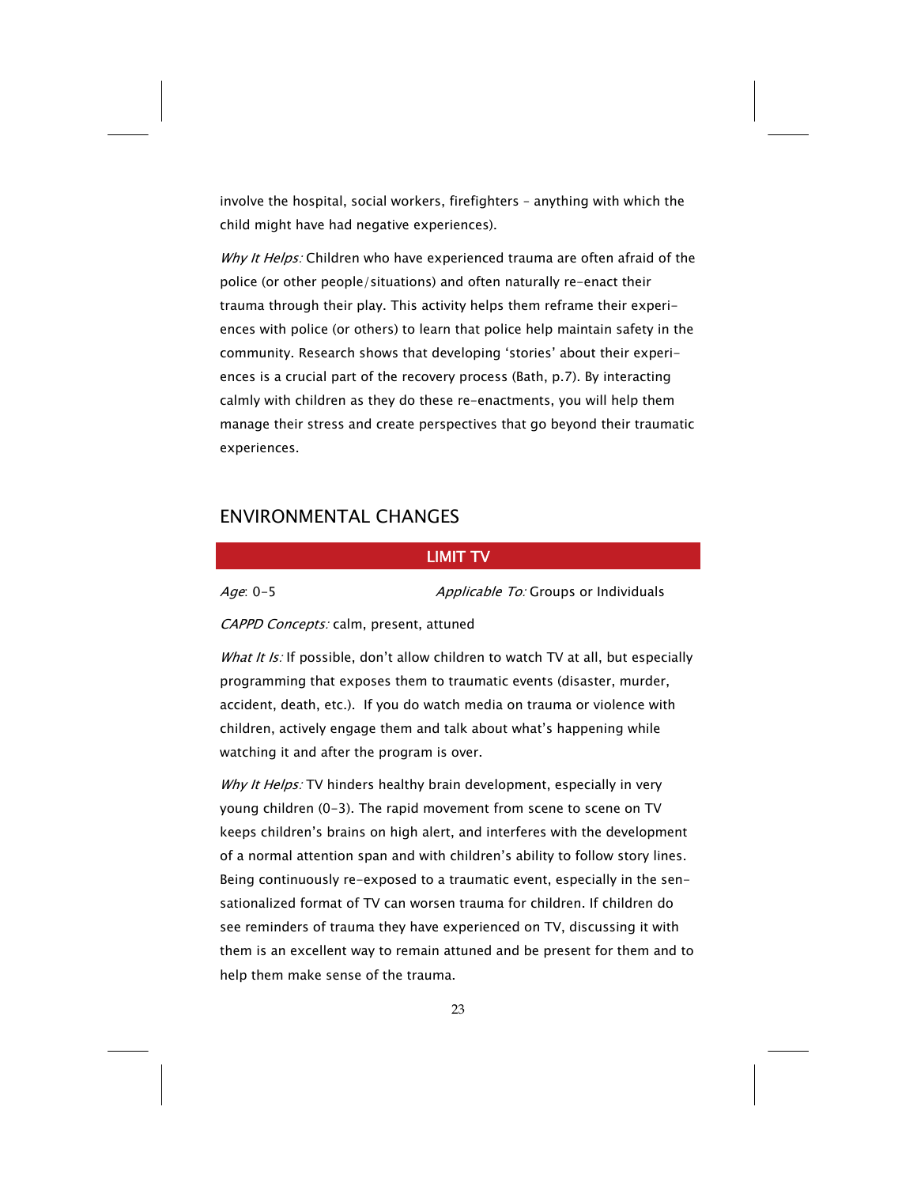involve the hospital, social workers, firefighters – anything with which the child might have had negative experiences).

*Why It Helps:* Children who have experienced trauma are often afraid of the police (or other people/situations) and often naturally re-enact their trauma through their play. This activity helps them reframe their experiences with police (or others) to learn that police help maintain safety in the community. Research shows that developing 'stories' about their experiences is a crucial part of the recovery process (Bath, p.7). By interacting calmly with children as they do these re-enactments, you will help them manage their stress and create perspectives that go beyond their traumatic experiences.

## ENVIRONMENTAL CHANGES

### LIMIT TV

*Age*: 0-5 *Applicable To:* Groups or Individuals

*CAPPD Concepts:* calm, present, attuned

*What It Is:* If possible, don't allow children to watch TV at all, but especially programming that exposes them to traumatic events (disaster, murder, accident, death, etc.). If you do watch media on trauma or violence with children, actively engage them and talk about what's happening while watching it and after the program is over.

*Why It Helps:* TV hinders healthy brain development, especially in very young children (0-3). The rapid movement from scene to scene on TV keeps children's brains on high alert, and interferes with the development of a normal attention span and with children's ability to follow story lines. Being continuously re-exposed to a traumatic event, especially in the sensationalized format of TV can worsen trauma for children. If children do see reminders of trauma they have experienced on TV, discussing it with them is an excellent way to remain attuned and be present for them and to help them make sense of the trauma.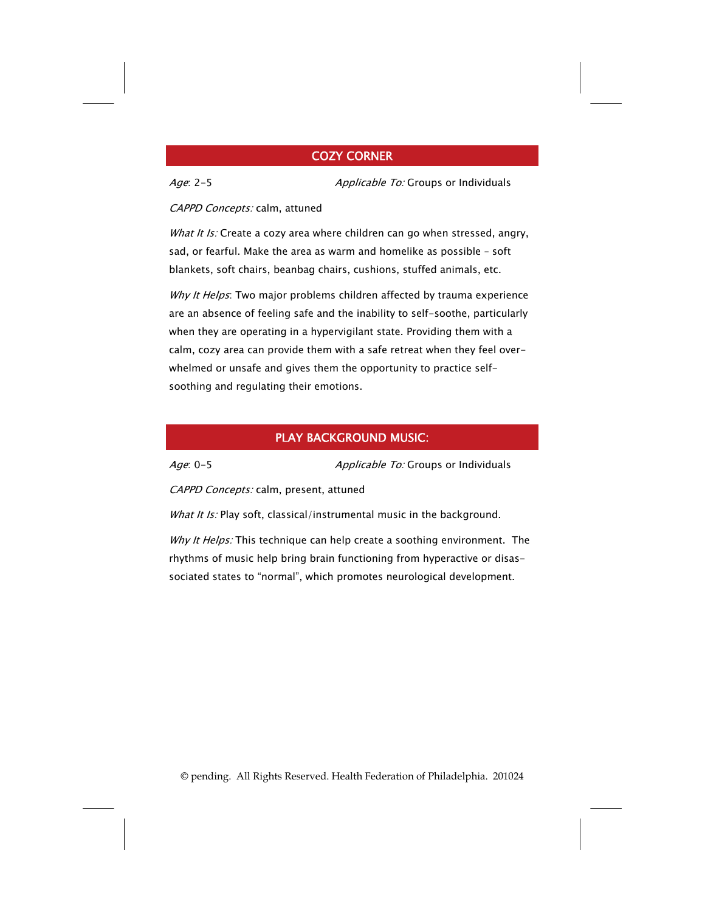## COZY CORNER

*Age*: 2-5 *Applicable To:* Groups or Individuals

*CAPPD Concepts:* calm, attuned

*What It Is:* Create a cozy area where children can go when stressed, angry, sad, or fearful. Make the area as warm and homelike as possible - soft blankets, soft chairs, beanbag chairs, cushions, stuffed animals, etc.

*Why It Helps*: Two major problems children affected by trauma experience are an absence of feeling safe and the inability to self-soothe, particularly when they are operating in a hypervigilant state. Providing them with a calm, cozy area can provide them with a safe retreat when they feel overwhelmed or unsafe and gives them the opportunity to practice self-soothing and regulating their emotions.

## PLAY BACKGROUND MUSIC:

*Age*: 0-5 *Applicable To:* Groups or Individuals

*CAPPD Concepts:* calm, present, attuned

*What It Is:* Play soft, classical/instrumental music in the background.

*Why It Helps:* This technique can help create a soothing environment. The rhythms of music help bring brain functioning from hyperactive or disassociated states to "normal", which promotes neurological development.

© pending. All Rights Reserved. Health Federation of Philadelphia. 201024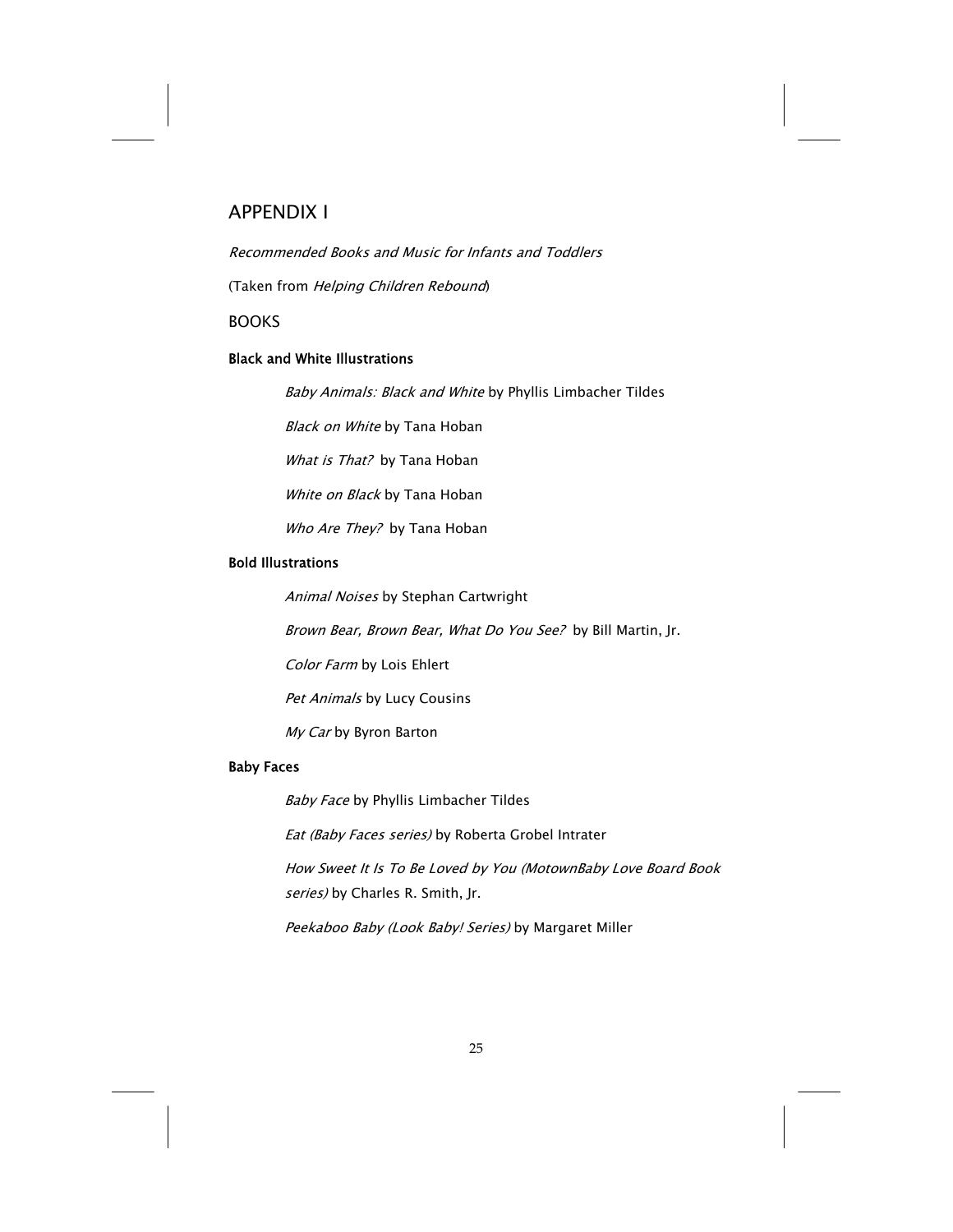# APPENDIX I

*Recommended Books and Music for Infants and Toddlers*

(Taken from *Helping Children Rebound*)

## BOOKS

### Black and White Illustrations

*Baby Animals: Black and White* by Phyllis Limbacher Tildes

*Black on White* by Tana Hoban

*What is That?* by Tana Hoban

*White on Black* by Tana Hoban

*Who Are They?* by Tana Hoban

### Bold Illustrations

*Animal Noises* by Stephan Cartwright

*Brown Bear, Brown Bear, What Do You See?* by Bill Martin, Jr.

*Color Farm* by Lois Ehlert

*Pet Animals* by Lucy Cousins

*My Car* by Byron Barton

### Baby Faces

*Baby Face* by Phyllis Limbacher Tildes

*Eat (Baby Faces series)* by Roberta Grobel Intrater

*How Sweet It Is To Be Loved by You (MotownBaby Love Board Book series)* by Charles R. Smith, Jr.

*Peekaboo Baby (Look Baby! Series)* by Margaret Miller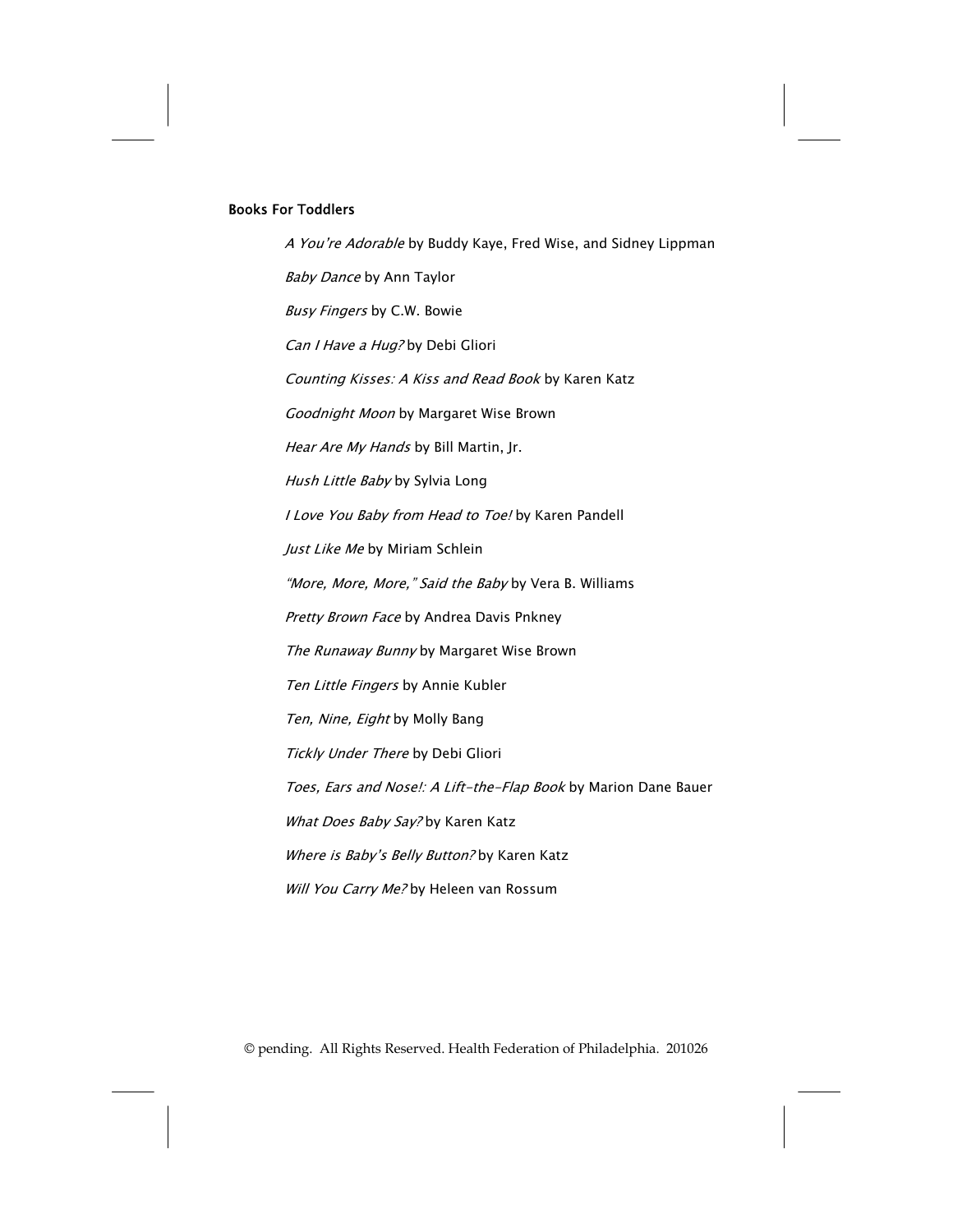**Books For Toddlers**

*A You're Adorable* by Buddy Kaye, Fred Wise, and Sidney Lippman

*Baby Dance* by Ann Taylor

*Busy Fingers* by C.W. Bowie

*Can I Have a Hug?* by Debi Gliori

*Counting Kisses: A Kiss and Read Book* by Karen Katz

*Goodnight Moon* by Margaret Wise Brown

*Hear Are My Hands* by Bill Martin, Jr.

*Hush Little Baby* by Sylvia Long

*I Love You Baby from Head to Toe!* by Karen Pandell

*Just Like Me* by Miriam Schlein

*"More, More, More," Said the Baby* by Vera B. Williams

*Pretty Brown Face* by Andrea Davis Pnkney

*The Runaway Bunny* by Margaret Wise Brown

*Ten Little Fingers* by Annie Kubler

*Ten, Nine, Eight* by Molly Bang

*Tickly Under There* by Debi Gliori

*Toes, Ears and Nose!: A Lift-the-Flap Book* by Marion Dane Bauer

*What Does Baby Say?* by Karen Katz

*Where is Baby's Belly Button?* by Karen Katz

*Will You Carry Me?* by Heleen van Rossum

© pending. All Rights Reserved. Health Federation of Philadelphia. 201026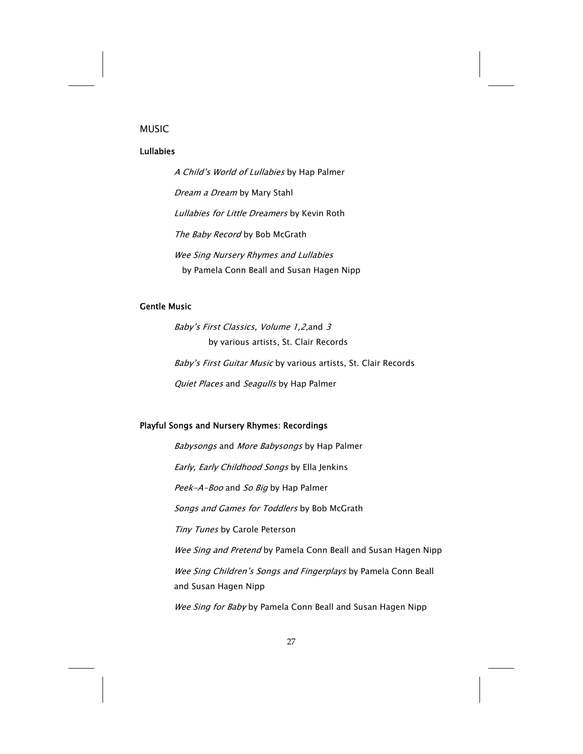# MUSIC

### Lullabies

*A Child's World of Lullabies* by Hap Palmer

*Dream a Dream* by Mary Stahl

*Lullabies for Little Dreamers* by Kevin Roth

*The Baby Record* by Bob McGrath

*Wee Sing Nursery Rhymes and Lullabies*
by Pamela Conn Beall and Susan Hagen Nipp

### Gentle Music

*Baby's First Classics, Volume 1,2,*and *3*
by various artists, St. Clair Records

*Baby's First Guitar Music* by various artists, St. Clair Records

*Quiet Places* and *Seagulls* by Hap Palmer

### Playful Songs and Nursery Rhymes: Recordings

*Babysongs* and *More Babysongs* by Hap Palmer

*Early, Early Childhood Songs* by Ella Jenkins

*Peek-A-Boo* and *So Big* by Hap Palmer

*Songs and Games for Toddlers* by Bob McGrath

*Tiny Tunes* by Carole Peterson

*Wee Sing and Pretend* by Pamela Conn Beall and Susan Hagen Nipp

*Wee Sing Children's Songs and Fingerplays* by Pamela Conn Beall and Susan Hagen Nipp

*Wee Sing for Baby* by Pamela Conn Beall and Susan Hagen Nipp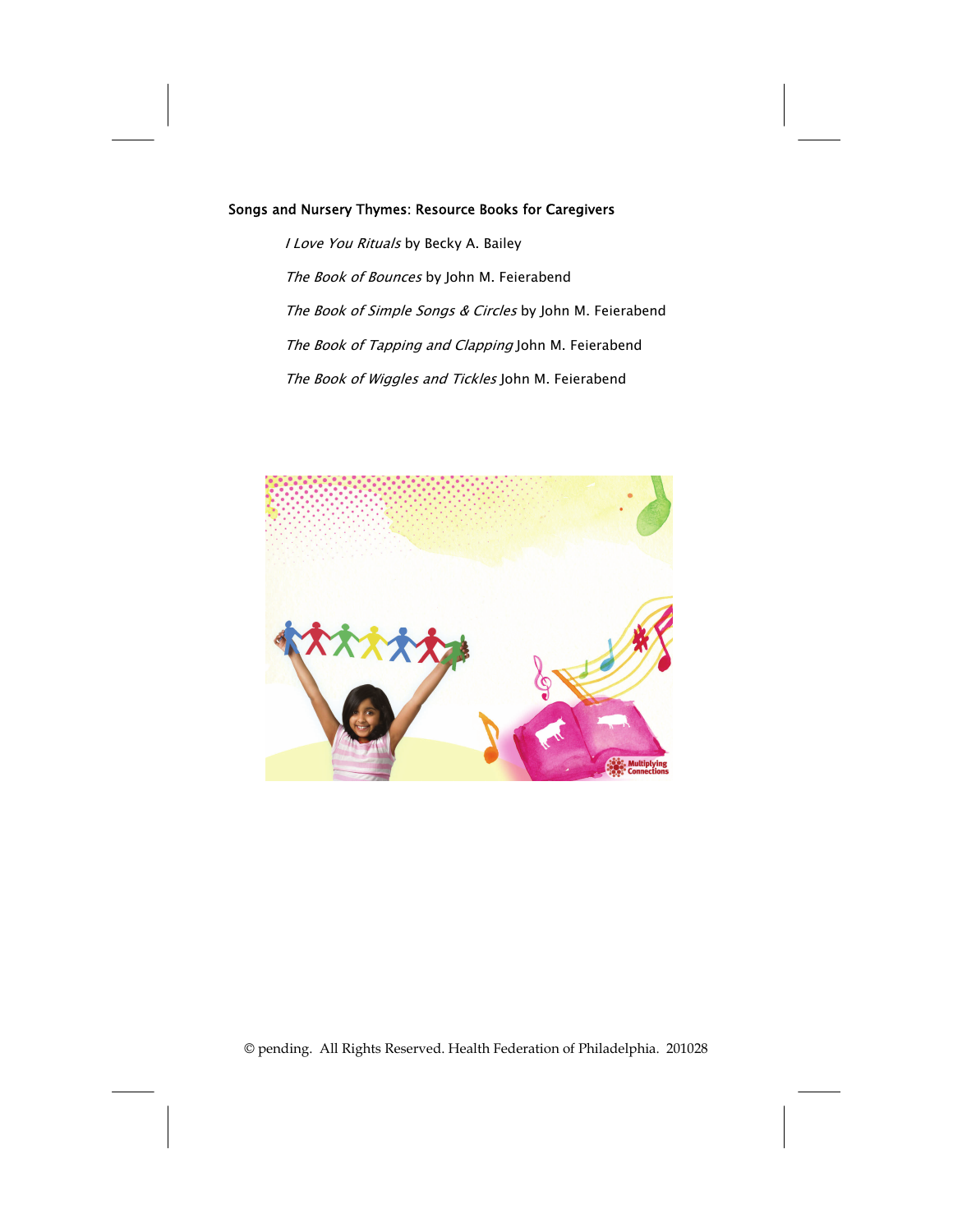**Songs and Nursery Thymes: Resource Books for Caregivers**

*I Love You Rituals* by Becky A. Bailey

*The Book of Bounces* by John M. Feierabend

*The Book of Simple Songs & Circles* by John M. Feierabend

*The Book of Tapping and Clapping* John M. Feierabend

*The Book of Wiggles and Tickles* John M. Feierabend

© pending. All Rights Reserved. Health Federation of Philadelphia. 201028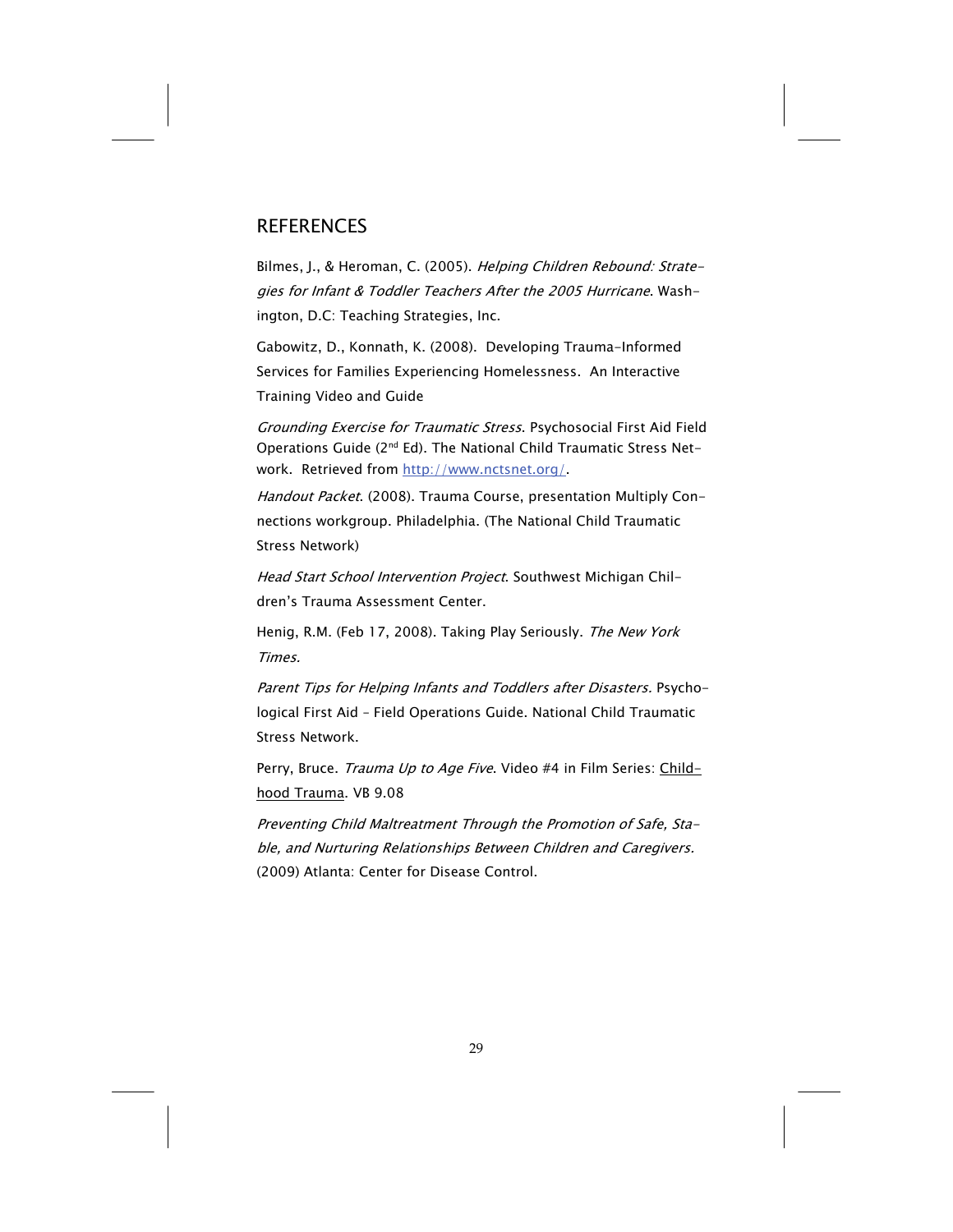## REFERENCES

Bilmes, J., & Heroman, C. (2005). *Helping Children Rebound: Strategies for Infant & Toddler Teachers After the 2005 Hurricane*. Washington, D.C: Teaching Strategies, Inc.

Gabowitz, D., Konnath, K. (2008). Developing Trauma-Informed Services for Families Experiencing Homelessness. An Interactive Training Video and Guide

*Grounding Exercise for Traumatic Stress*. Psychosocial First Aid Field Operations Guide (2nd Ed). The National Child Traumatic Stress Network. Retrieved from [http://www.nctsnet.org/](http://www.nctsnet.org/).

*Handout Packet*. (2008). Trauma Course, presentation Multiply Connections workgroup. Philadelphia. (The National Child Traumatic Stress Network)

*Head Start School Intervention Project*. Southwest Michigan Children's Trauma Assessment Center.

Henig, R.M. (Feb 17, 2008). Taking Play Seriously. *The New York Times.*

*Parent Tips for Helping Infants and Toddlers after Disasters.* Psychological First Aid – Field Operations Guide. National Child Traumatic Stress Network.

Perry, Bruce. *Trauma Up to Age Five*. Video #4 in Film Series: Childhood Trauma. VB 9.08

*Preventing Child Maltreatment Through the Promotion of Safe, Stable, and Nurturing Relationships Between Children and Caregivers.* (2009) Atlanta: Center for Disease Control.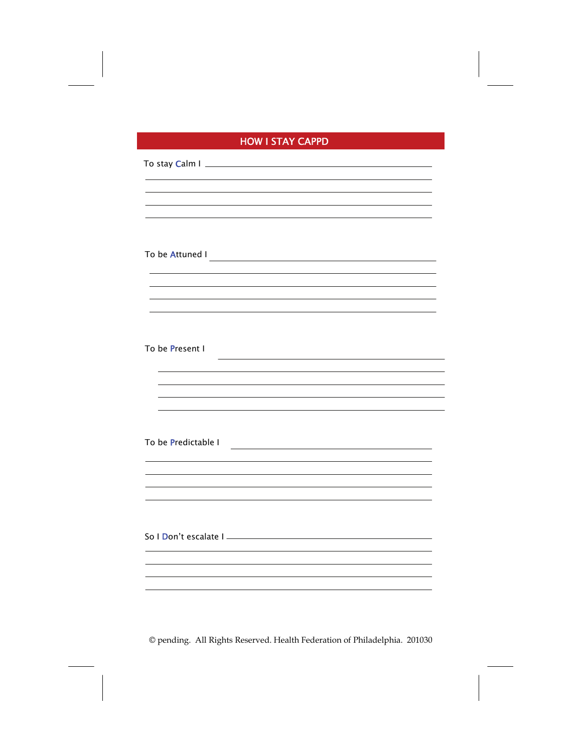## HOW I STAY CAPPD

To stay **C**alm I ______________________________________________

____________________________________________________________

____________________________________________________________

____________________________________________________________

____________________________________________________________

To be **A**ttuned I ______________________________________________

____________________________________________________________

____________________________________________________________

____________________________________________________________

____________________________________________________________

To be **P**resent I ______________________________________________

____________________________________________________________

____________________________________________________________

____________________________________________________________

____________________________________________________________

To be **P**redictable I ___________________________________________

____________________________________________________________

____________________________________________________________

____________________________________________________________

____________________________________________________________

So I **D**on't escalate I __________________________________________

____________________________________________________________

____________________________________________________________

____________________________________________________________

____________________________________________________________

© pending. All Rights Reserved. Health Federation of Philadelphia. 201030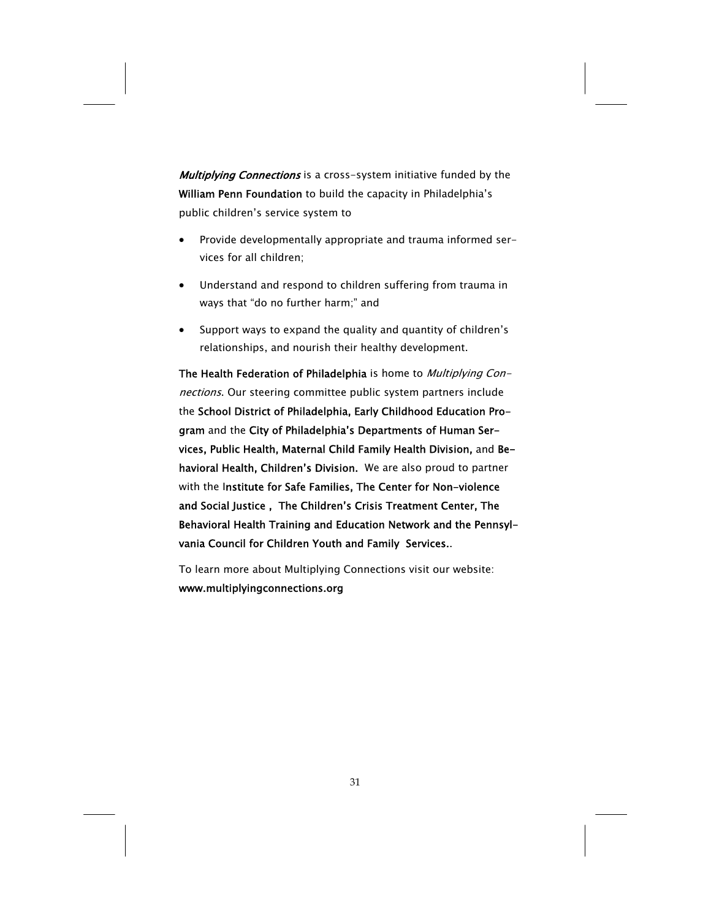***Multiplying Connections*** is a cross-system initiative funded by the **William Penn Foundation** to build the capacity in Philadelphia's public children's service system to

- Provide developmentally appropriate and trauma informed services for all children;
- Understand and respond to children suffering from trauma in ways that "do no further harm;" and
- Support ways to expand the quality and quantity of children's relationships, and nourish their healthy development.

**The Health Federation of Philadelphia** is home to *Multiplying Connections*. Our steering committee public system partners include the **School District of Philadelphia, Early Childhood Education Program** and the **City of Philadelphia's Departments of Human Services, Public Health, Maternal Child Family Health Division,** and **Behavioral Health, Children's Division.** We are also proud to partner with the I**nstitute for Safe Families, The Center for Non-violence and Social Justice , The Children's Crisis Treatment Center, The Behavioral Health Training and Education Network and the Pennsylvania Council for Children Youth and Family Services.**.

To learn more about Multiplying Connections visit our website: **www.multiplyingconnections.org**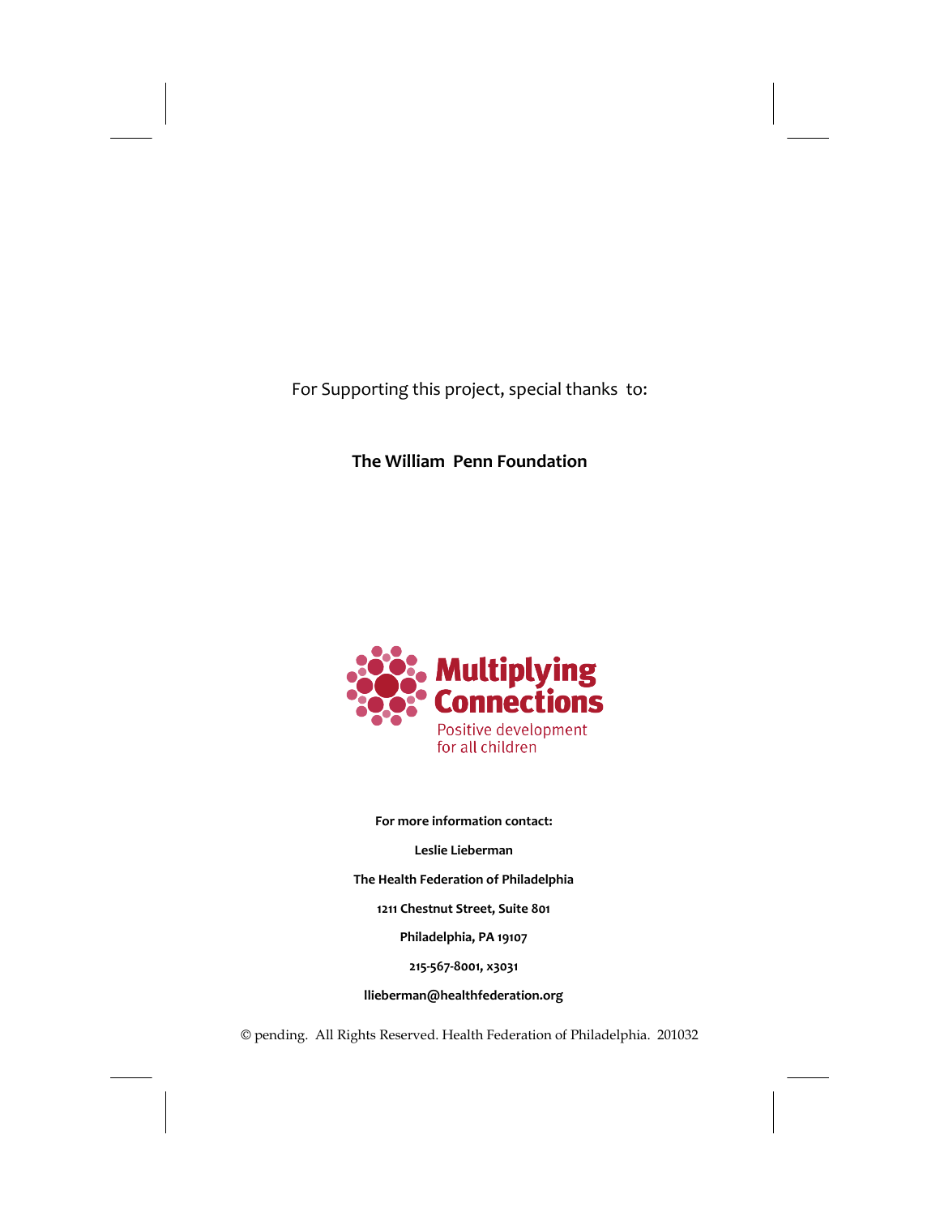For Supporting this project, special thanks to:

**The William Penn Foundation**

**Multiplying Connections**

Positive development for all children

**For more information contact:**

**Leslie Lieberman**

**The Health Federation of Philadelphia**

**1211 Chestnut Street, Suite 801**

**Philadelphia, PA 19107**

**215-567-8001, x3031**

**llieberman@healthfederation.org**

© pending. All Rights Reserved. Health Federation of Philadelphia. 201032